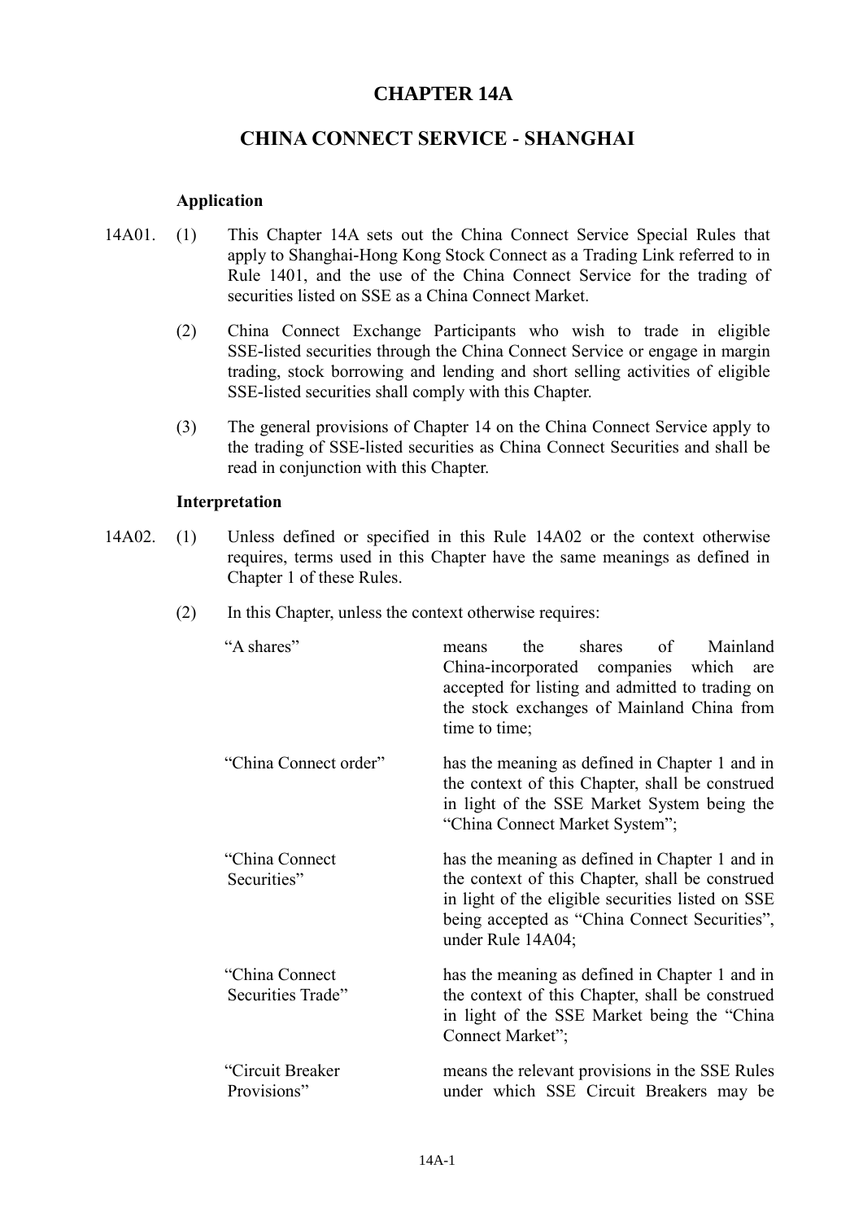# CHAPTER 14A

## CHINA CONNECT SERVICE - SHANGHAI

**Application**

14A01. (1) This Chapter 14A sets out the China Connect Service Special Rules that apply to Shanghai-Hong Kong Stock Connect as a Trading Link referred to in Rule 1401, and the use of the China Connect Service for the trading of securities listed on SSE as a China Connect Market.

(2) China Connect Exchange Participants who wish to trade in eligible SSE-listed securities through the China Connect Service or engage in margin trading, stock borrowing and lending and short selling activities of eligible SSE-listed securities shall comply with this Chapter.

(3) The general provisions of Chapter 14 on the China Connect Service apply to the trading of SSE-listed securities as China Connect Securities and shall be read in conjunction with this Chapter.

**Interpretation**

14A02. (1) Unless defined or specified in this Rule 14A02 or the context otherwise requires, terms used in this Chapter have the same meanings as defined in Chapter 1 of these Rules.

(2) In this Chapter, unless the context otherwise requires:

| | |
|---|---|
| "A shares" | means the shares of Mainland China-incorporated companies which are accepted for listing and admitted to trading on the stock exchanges of Mainland China from time to time; |
| "China Connect order" | has the meaning as defined in Chapter 1 and in the context of this Chapter, shall be construed in light of the SSE Market System being the "China Connect Market System"; |
| "China Connect Securities" | has the meaning as defined in Chapter 1 and in the context of this Chapter, shall be construed in light of the eligible securities listed on SSE being accepted as "China Connect Securities", under Rule 14A04; |
| "China Connect Securities Trade" | has the meaning as defined in Chapter 1 and in the context of this Chapter, shall be construed in light of the SSE Market being the "China Connect Market"; |
| "Circuit Breaker Provisions" | means the relevant provisions in the SSE Rules under which SSE Circuit Breakers may be |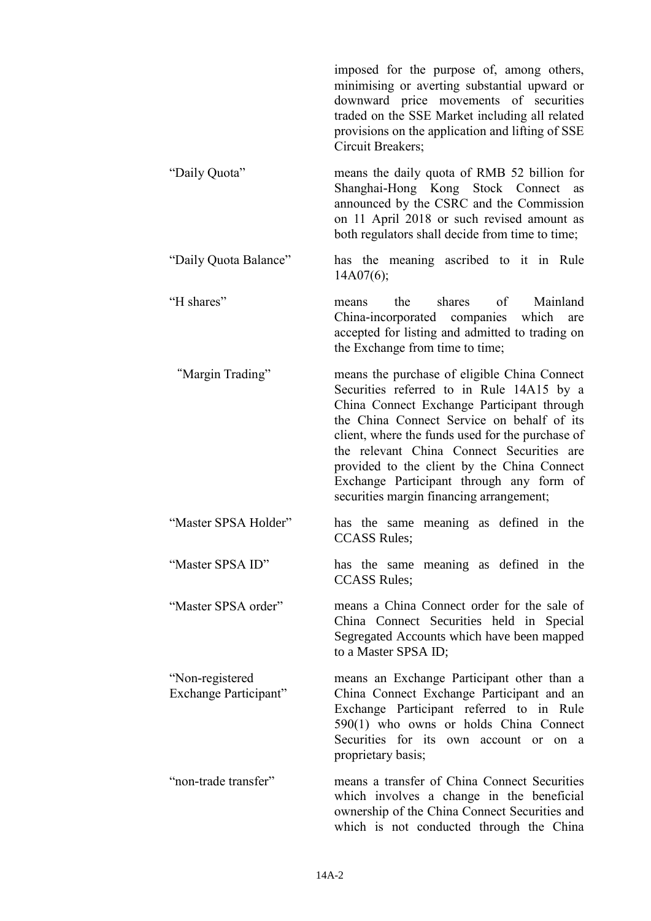imposed for the purpose of, among others, minimising or averting substantial upward or downward price movements of securities traded on the SSE Market including all related provisions on the application and lifting of SSE Circuit Breakers;

| | |
|---|---|
| "Daily Quota" | means the daily quota of RMB 52 billion for Shanghai-Hong Kong Stock Connect as announced by the CSRC and the Commission on 11 April 2018 or such revised amount as both regulators shall decide from time to time; |
| "Daily Quota Balance" | has the meaning ascribed to it in Rule 14A07(6); |
| "H shares" | means the shares of Mainland China-incorporated companies which are accepted for listing and admitted to trading on the Exchange from time to time; |
| "Margin Trading" | means the purchase of eligible China Connect Securities referred to in Rule 14A15 by a China Connect Exchange Participant through the China Connect Service on behalf of its client, where the funds used for the purchase of the relevant China Connect Securities are provided to the client by the China Connect Exchange Participant through any form of securities margin financing arrangement; |
| "Master SPSA Holder" | has the same meaning as defined in the CCASS Rules; |
| "Master SPSA ID" | has the same meaning as defined in the CCASS Rules; |
| "Master SPSA order" | means a China Connect order for the sale of China Connect Securities held in Special Segregated Accounts which have been mapped to a Master SPSA ID; |
| "Non-registered Exchange Participant" | means an Exchange Participant other than a China Connect Exchange Participant and an Exchange Participant referred to in Rule 590(1) who owns or holds China Connect Securities for its own account or on a proprietary basis; |
| "non-trade transfer" | means a transfer of China Connect Securities which involves a change in the beneficial ownership of the China Connect Securities and which is not conducted through the China |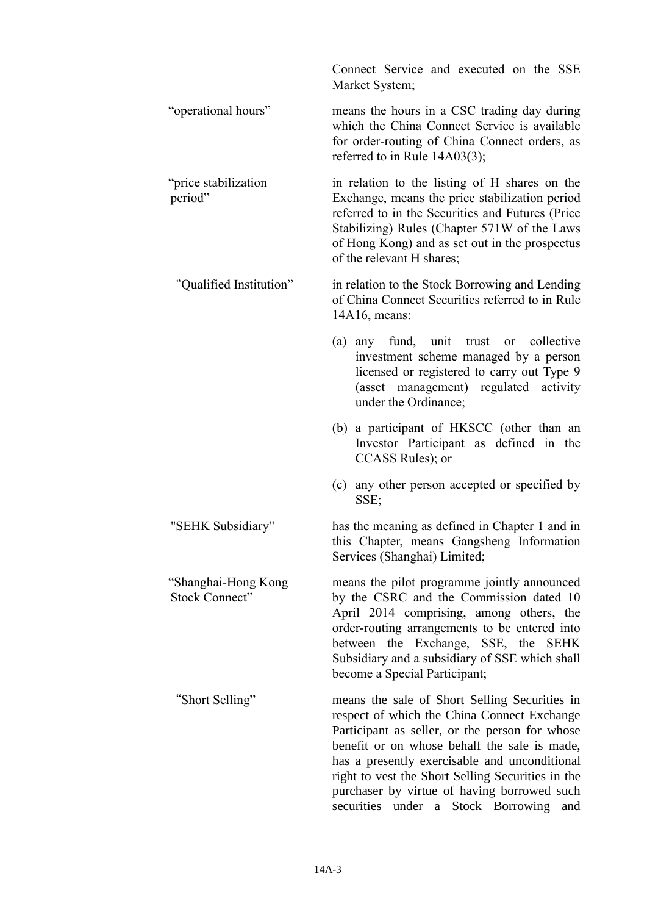Connect Service and executed on the SSE Market System;

| | |
|---|---|
| "operational hours" | means the hours in a CSC trading day during which the China Connect Service is available for order-routing of China Connect orders, as referred to in Rule 14A03(3); |
| "price stabilization period" | in relation to the listing of H shares on the Exchange, means the price stabilization period referred to in the Securities and Futures (Price Stabilizing) Rules (Chapter 571W of the Laws of Hong Kong) and as set out in the prospectus of the relevant H shares; |
| "Qualified Institution" | in relation to the Stock Borrowing and Lending of China Connect Securities referred to in Rule 14A16, means:<br><br>(a) any fund, unit trust or collective investment scheme managed by a person licensed or registered to carry out Type 9 (asset management) regulated activity under the Ordinance;<br><br>(b) a participant of HKSCC (other than an Investor Participant as defined in the CCASS Rules); or<br><br>(c) any other person accepted or specified by SSE; |
| "SEHK Subsidiary" | has the meaning as defined in Chapter 1 and in this Chapter, means Gangsheng Information Services (Shanghai) Limited; |
| "Shanghai-Hong Kong Stock Connect" | means the pilot programme jointly announced by the CSRC and the Commission dated 10 April 2014 comprising, among others, the order-routing arrangements to be entered into between the Exchange, SSE, the SEHK Subsidiary and a subsidiary of SSE which shall become a Special Participant; |
| "Short Selling" | means the sale of Short Selling Securities in respect of which the China Connect Exchange Participant as seller, or the person for whose benefit or on whose behalf the sale is made, has a presently exercisable and unconditional right to vest the Short Selling Securities in the purchaser by virtue of having borrowed such securities under a Stock Borrowing and |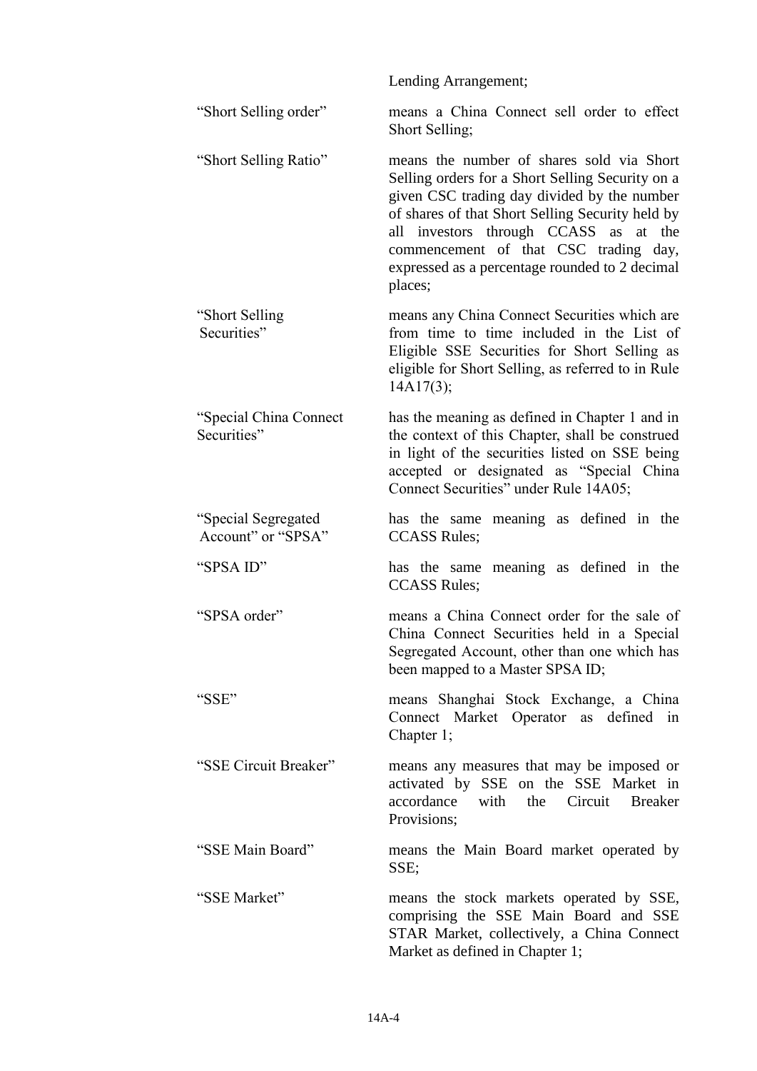Lending Arrangement;

| | |
|---|---|
| "Short Selling order" | means a China Connect sell order to effect Short Selling; |
| "Short Selling Ratio" | means the number of shares sold via Short Selling orders for a Short Selling Security on a given CSC trading day divided by the number of shares of that Short Selling Security held by all investors through CCASS as at the commencement of that CSC trading day, expressed as a percentage rounded to 2 decimal places; |
| "Short Selling Securities" | means any China Connect Securities which are from time to time included in the List of Eligible SSE Securities for Short Selling as eligible for Short Selling, as referred to in Rule 14A17(3); |
| "Special China Connect Securities" | has the meaning as defined in Chapter 1 and in the context of this Chapter, shall be construed in light of the securities listed on SSE being accepted or designated as "Special China Connect Securities" under Rule 14A05; |
| "Special Segregated Account" or "SPSA" | has the same meaning as defined in the CCASS Rules; |
| "SPSA ID" | has the same meaning as defined in the CCASS Rules; |
| "SPSA order" | means a China Connect order for the sale of China Connect Securities held in a Special Segregated Account, other than one which has been mapped to a Master SPSA ID; |
| "SSE" | means Shanghai Stock Exchange, a China Connect Market Operator as defined in Chapter 1; |
| "SSE Circuit Breaker" | means any measures that may be imposed or activated by SSE on the SSE Market in accordance with the Circuit Breaker Provisions; |
| "SSE Main Board" | means the Main Board market operated by SSE; |
| "SSE Market" | means the stock markets operated by SSE, comprising the SSE Main Board and SSE STAR Market, collectively, a China Connect Market as defined in Chapter 1; |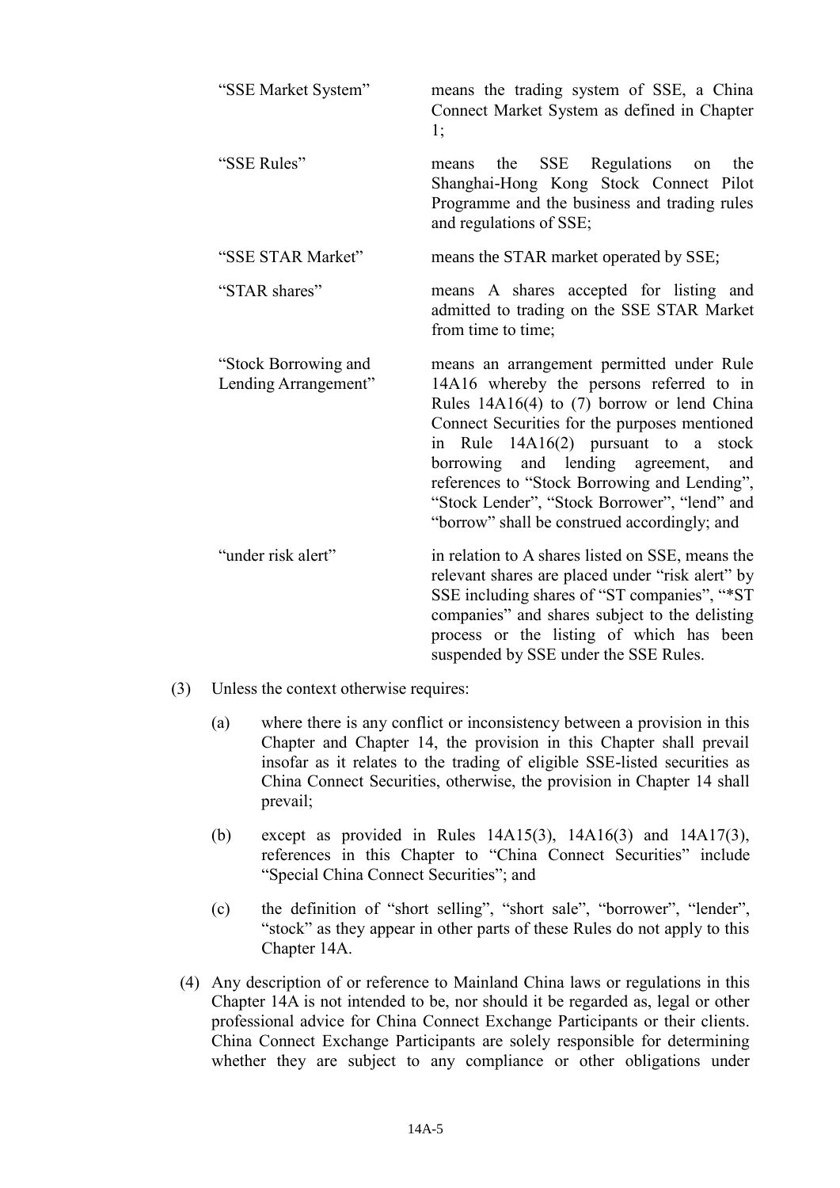| | |
|---|---|
| "SSE Market System" | means the trading system of SSE, a China Connect Market System as defined in Chapter 1; |
| "SSE Rules" | means the SSE Regulations on the Shanghai-Hong Kong Stock Connect Pilot Programme and the business and trading rules and regulations of SSE; |
| "SSE STAR Market" | means the STAR market operated by SSE; |
| "STAR shares" | means A shares accepted for listing and admitted to trading on the SSE STAR Market from time to time; |
| "Stock Borrowing and Lending Arrangement" | means an arrangement permitted under Rule 14A16 whereby the persons referred to in Rules 14A16(4) to (7) borrow or lend China Connect Securities for the purposes mentioned in Rule 14A16(2) pursuant to a stock borrowing and lending agreement, and references to "Stock Borrowing and Lending", "Stock Lender", "Stock Borrower", "lend" and "borrow" shall be construed accordingly; and |
| "under risk alert" | in relation to A shares listed on SSE, means the relevant shares are placed under "risk alert" by SSE including shares of "ST companies", "*ST companies" and shares subject to the delisting process or the listing of which has been suspended by SSE under the SSE Rules. |

(3) Unless the context otherwise requires:

(a) where there is any conflict or inconsistency between a provision in this Chapter and Chapter 14, the provision in this Chapter shall prevail insofar as it relates to the trading of eligible SSE-listed securities as China Connect Securities, otherwise, the provision in Chapter 14 shall prevail;

(b) except as provided in Rules 14A15(3), 14A16(3) and 14A17(3), references in this Chapter to "China Connect Securities" include "Special China Connect Securities"; and

(c) the definition of "short selling", "short sale", "borrower", "lender", "stock" as they appear in other parts of these Rules do not apply to this Chapter 14A.

(4) Any description of or reference to Mainland China laws or regulations in this Chapter 14A is not intended to be, nor should it be regarded as, legal or other professional advice for China Connect Exchange Participants or their clients. China Connect Exchange Participants are solely responsible for determining whether they are subject to any compliance or other obligations under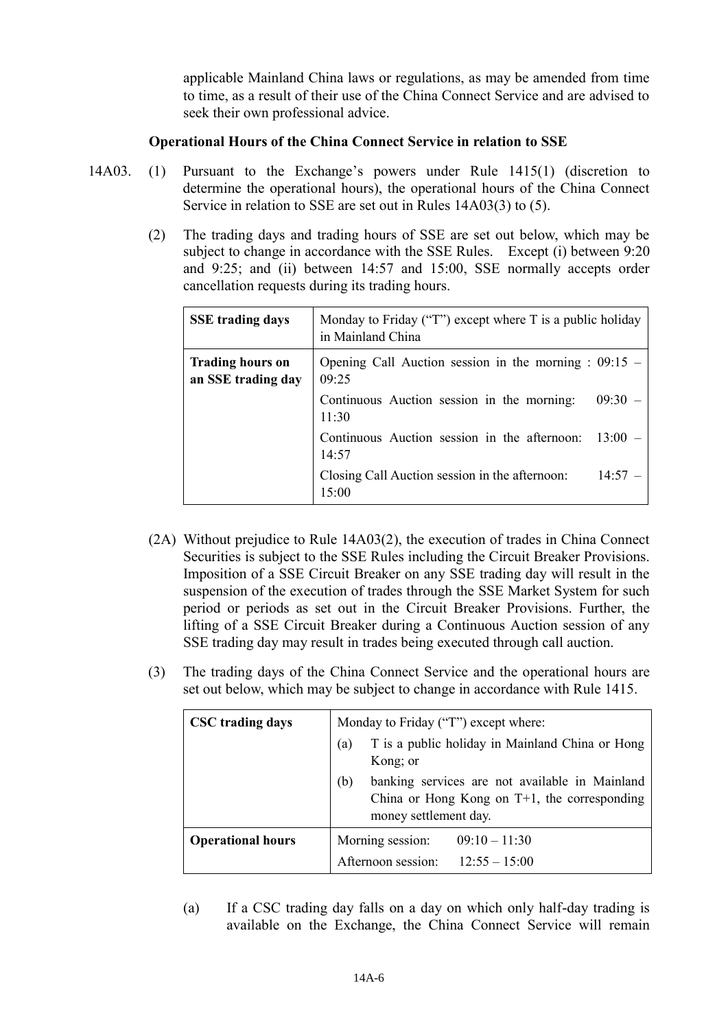applicable Mainland China laws or regulations, as may be amended from time to time, as a result of their use of the China Connect Service and are advised to seek their own professional advice.

**Operational Hours of the China Connect Service in relation to SSE**

14A03. (1) Pursuant to the Exchange's powers under Rule 1415(1) (discretion to determine the operational hours), the operational hours of the China Connect Service in relation to SSE are set out in Rules 14A03(3) to (5).

(2) The trading days and trading hours of SSE are set out below, which may be subject to change in accordance with the SSE Rules. Except (i) between 9:20 and 9:25; and (ii) between 14:57 and 15:00, SSE normally accepts order cancellation requests during its trading hours.

| | |
|---|---|
| **SSE trading days** | Monday to Friday ("T") except where T is a public holiday in Mainland China |
| **Trading hours on an SSE trading day** | Opening Call Auction session in the morning : 09:15 – 09:25<br>Continuous Auction session in the morning: 09:30 – 11:30<br>Continuous Auction session in the afternoon: 13:00 – 14:57<br>Closing Call Auction session in the afternoon: 14:57 – 15:00 |

(2A) Without prejudice to Rule 14A03(2), the execution of trades in China Connect Securities is subject to the SSE Rules including the Circuit Breaker Provisions. Imposition of a SSE Circuit Breaker on any SSE trading day will result in the suspension of the execution of trades through the SSE Market System for such period or periods as set out in the Circuit Breaker Provisions. Further, the lifting of a SSE Circuit Breaker during a Continuous Auction session of any SSE trading day may result in trades being executed through call auction.

(3) The trading days of the China Connect Service and the operational hours are set out below, which may be subject to change in accordance with Rule 1415.

| | |
|---|---|
| **CSC trading days** | Monday to Friday ("T") except where:<br>(a) T is a public holiday in Mainland China or Hong Kong; or<br>(b) banking services are not available in Mainland China or Hong Kong on T+1, the corresponding money settlement day. |
| **Operational hours** | Morning session: 09:10 – 11:30<br>Afternoon session: 12:55 – 15:00 |

(a) If a CSC trading day falls on a day on which only half-day trading is available on the Exchange, the China Connect Service will remain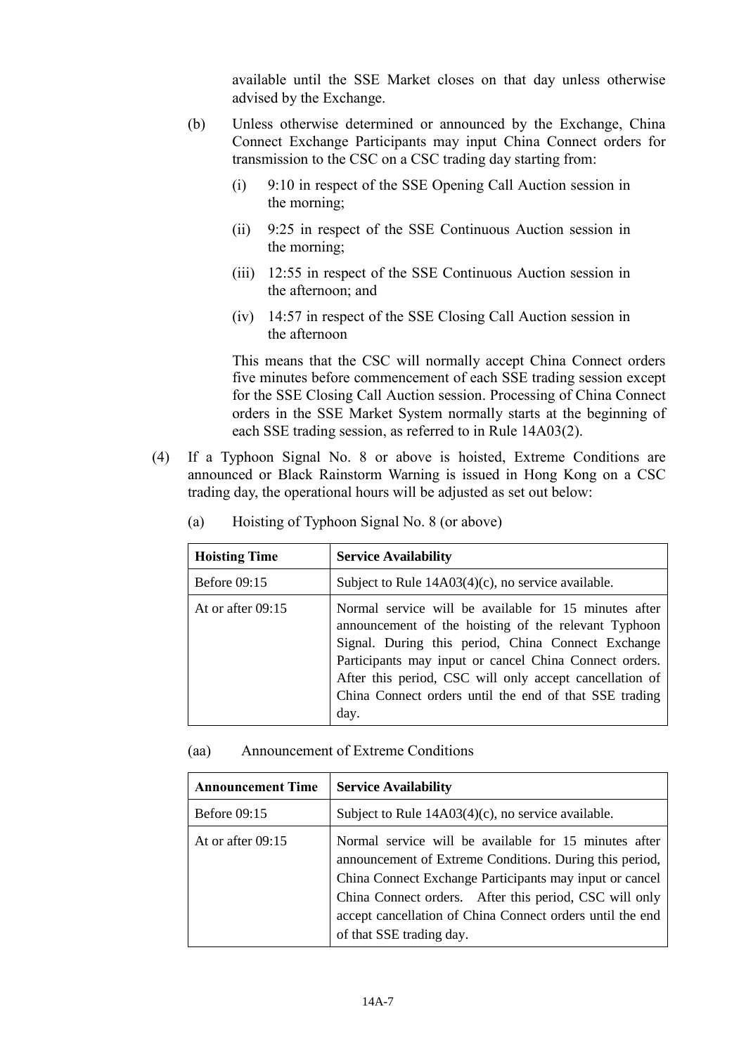available until the SSE Market closes on that day unless otherwise advised by the Exchange.

(b) Unless otherwise determined or announced by the Exchange, China Connect Exchange Participants may input China Connect orders for transmission to the CSC on a CSC trading day starting from:

(i) 9:10 in respect of the SSE Opening Call Auction session in the morning;

(ii) 9:25 in respect of the SSE Continuous Auction session in the morning;

(iii) 12:55 in respect of the SSE Continuous Auction session in the afternoon; and

(iv) 14:57 in respect of the SSE Closing Call Auction session in the afternoon

This means that the CSC will normally accept China Connect orders five minutes before commencement of each SSE trading session except for the SSE Closing Call Auction session. Processing of China Connect orders in the SSE Market System normally starts at the beginning of each SSE trading session, as referred to in Rule 14A03(2).

(4) If a Typhoon Signal No. 8 or above is hoisted, Extreme Conditions are announced or Black Rainstorm Warning is issued in Hong Kong on a CSC trading day, the operational hours will be adjusted as set out below:

(a) Hoisting of Typhoon Signal No. 8 (or above)

| Hoisting Time | Service Availability |
|---|---|
| Before 09:15 | Subject to Rule 14A03(4)(c), no service available. |
| At or after 09:15 | Normal service will be available for 15 minutes after announcement of the hoisting of the relevant Typhoon Signal. During this period, China Connect Exchange Participants may input or cancel China Connect orders. After this period, CSC will only accept cancellation of China Connect orders until the end of that SSE trading day. |

(aa) Announcement of Extreme Conditions

| Announcement Time | Service Availability |
|---|---|
| Before 09:15 | Subject to Rule 14A03(4)(c), no service available. |
| At or after 09:15 | Normal service will be available for 15 minutes after announcement of Extreme Conditions. During this period, China Connect Exchange Participants may input or cancel China Connect orders. After this period, CSC will only accept cancellation of China Connect orders until the end of that SSE trading day. |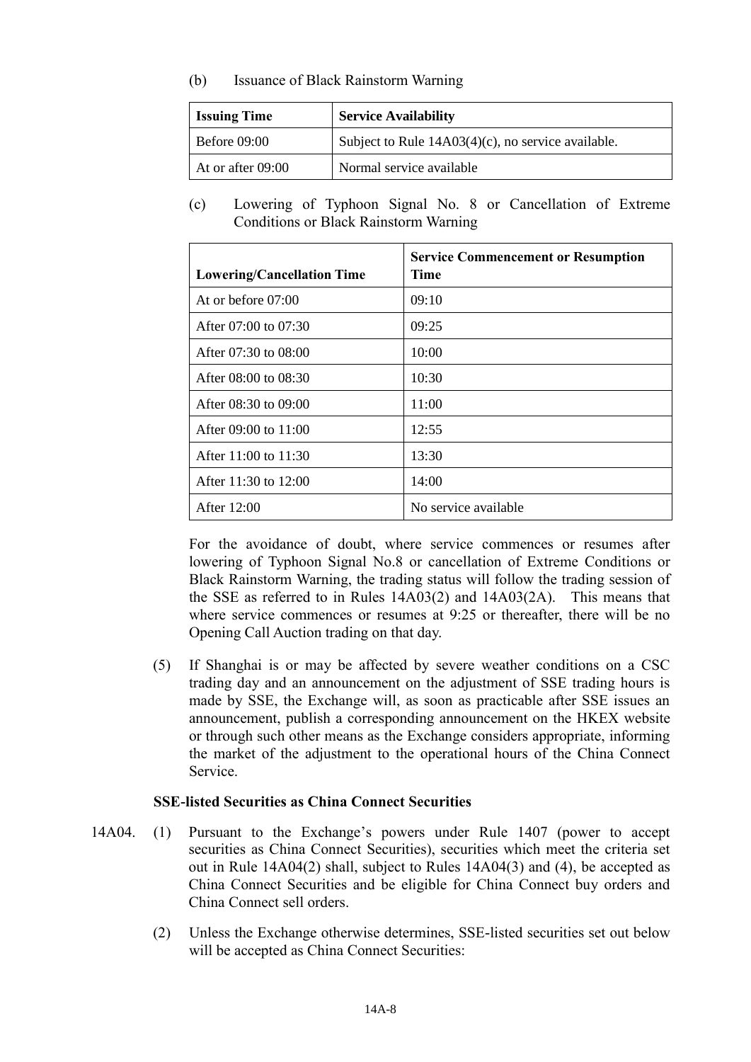(b) Issuance of Black Rainstorm Warning

| Issuing Time | Service Availability |
|---|---|
| Before 09:00 | Subject to Rule 14A03(4)(c), no service available. |
| At or after 09:00 | Normal service available |

(c) Lowering of Typhoon Signal No. 8 or Cancellation of Extreme Conditions or Black Rainstorm Warning

| Lowering/Cancellation Time | Service Commencement or Resumption Time |
|---|---|
| At or before 07:00 | 09:10 |
| After 07:00 to 07:30 | 09:25 |
| After 07:30 to 08:00 | 10:00 |
| After 08:00 to 08:30 | 10:30 |
| After 08:30 to 09:00 | 11:00 |
| After 09:00 to 11:00 | 12:55 |
| After 11:00 to 11:30 | 13:30 |
| After 11:30 to 12:00 | 14:00 |
| After 12:00 | No service available |

For the avoidance of doubt, where service commences or resumes after lowering of Typhoon Signal No.8 or cancellation of Extreme Conditions or Black Rainstorm Warning, the trading status will follow the trading session of the SSE as referred to in Rules 14A03(2) and 14A03(2A). This means that where service commences or resumes at 9:25 or thereafter, there will be no Opening Call Auction trading on that day.

(5) If Shanghai is or may be affected by severe weather conditions on a CSC trading day and an announcement on the adjustment of SSE trading hours is made by SSE, the Exchange will, as soon as practicable after SSE issues an announcement, publish a corresponding announcement on the HKEX website or through such other means as the Exchange considers appropriate, informing the market of the adjustment to the operational hours of the China Connect Service.

**SSE-listed Securities as China Connect Securities**

14A04. (1) Pursuant to the Exchange's powers under Rule 1407 (power to accept securities as China Connect Securities), securities which meet the criteria set out in Rule 14A04(2) shall, subject to Rules 14A04(3) and (4), be accepted as China Connect Securities and be eligible for China Connect buy orders and China Connect sell orders.

(2) Unless the Exchange otherwise determines, SSE-listed securities set out below will be accepted as China Connect Securities: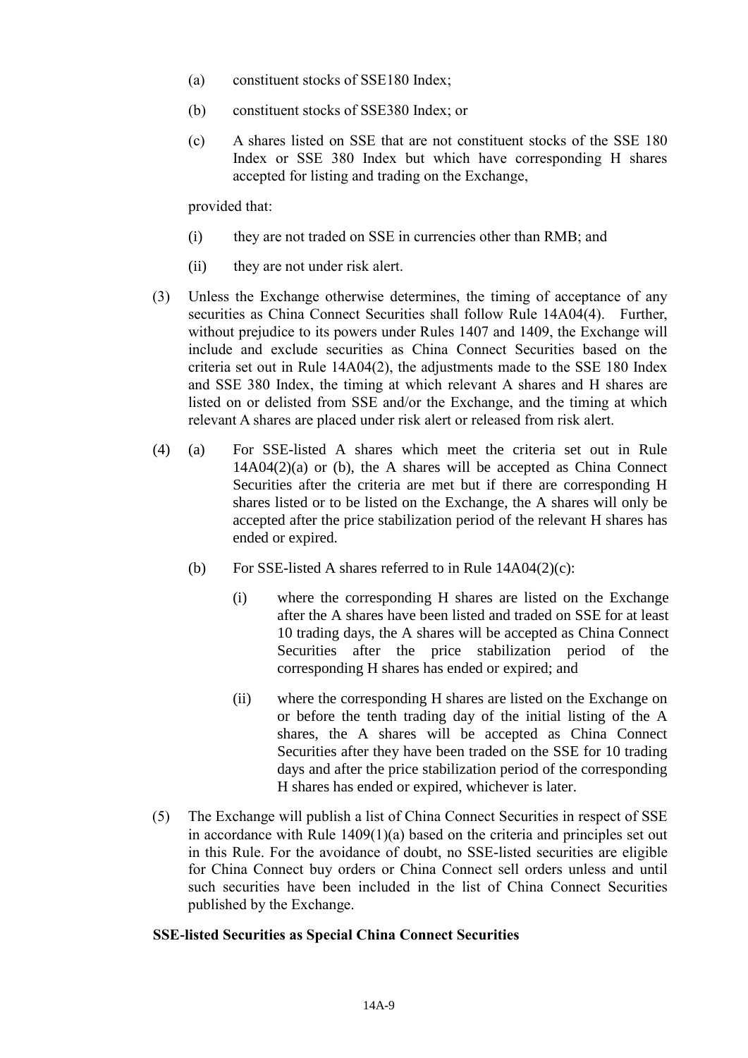(a) constituent stocks of SSE180 Index;

(b) constituent stocks of SSE380 Index; or

(c) A shares listed on SSE that are not constituent stocks of the SSE 180 Index or SSE 380 Index but which have corresponding H shares accepted for listing and trading on the Exchange,

provided that:

(i) they are not traded on SSE in currencies other than RMB; and

(ii) they are not under risk alert.

(3) Unless the Exchange otherwise determines, the timing of acceptance of any securities as China Connect Securities shall follow Rule 14A04(4). Further, without prejudice to its powers under Rules 1407 and 1409, the Exchange will include and exclude securities as China Connect Securities based on the criteria set out in Rule 14A04(2), the adjustments made to the SSE 180 Index and SSE 380 Index, the timing at which relevant A shares and H shares are listed on or delisted from SSE and/or the Exchange, and the timing at which relevant A shares are placed under risk alert or released from risk alert.

(4) (a) For SSE-listed A shares which meet the criteria set out in Rule 14A04(2)(a) or (b), the A shares will be accepted as China Connect Securities after the criteria are met but if there are corresponding H shares listed or to be listed on the Exchange, the A shares will only be accepted after the price stabilization period of the relevant H shares has ended or expired.

(b) For SSE-listed A shares referred to in Rule 14A04(2)(c):

(i) where the corresponding H shares are listed on the Exchange after the A shares have been listed and traded on SSE for at least 10 trading days, the A shares will be accepted as China Connect Securities after the price stabilization period of the corresponding H shares has ended or expired; and

(ii) where the corresponding H shares are listed on the Exchange on or before the tenth trading day of the initial listing of the A shares, the A shares will be accepted as China Connect Securities after they have been traded on the SSE for 10 trading days and after the price stabilization period of the corresponding H shares has ended or expired, whichever is later.

(5) The Exchange will publish a list of China Connect Securities in respect of SSE in accordance with Rule 1409(1)(a) based on the criteria and principles set out in this Rule. For the avoidance of doubt, no SSE-listed securities are eligible for China Connect buy orders or China Connect sell orders unless and until such securities have been included in the list of China Connect Securities published by the Exchange.

**SSE-listed Securities as Special China Connect Securities**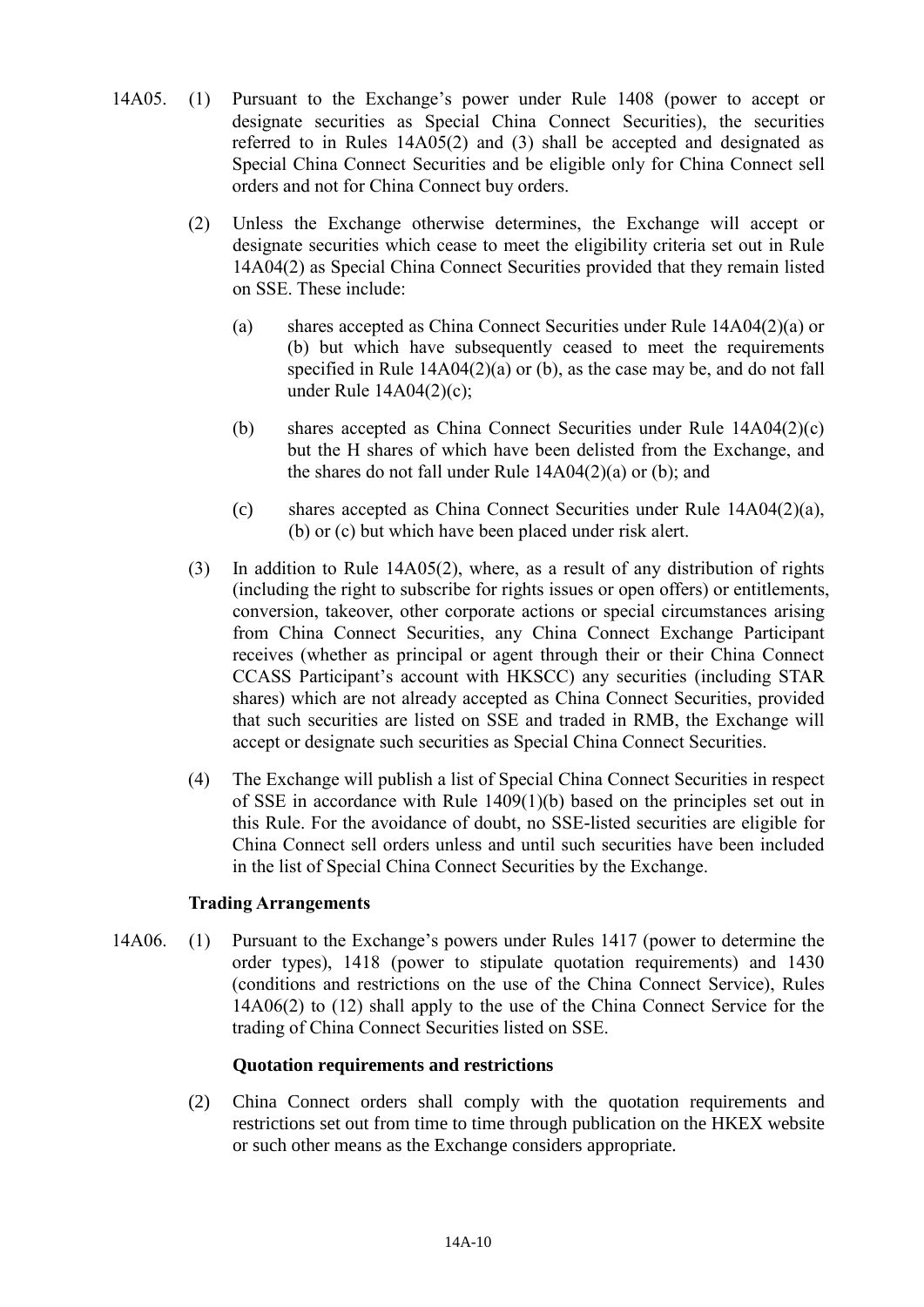14A05. (1) Pursuant to the Exchange's power under Rule 1408 (power to accept or designate securities as Special China Connect Securities), the securities referred to in Rules 14A05(2) and (3) shall be accepted and designated as Special China Connect Securities and be eligible only for China Connect sell orders and not for China Connect buy orders.

(2) Unless the Exchange otherwise determines, the Exchange will accept or designate securities which cease to meet the eligibility criteria set out in Rule 14A04(2) as Special China Connect Securities provided that they remain listed on SSE. These include:

(a) shares accepted as China Connect Securities under Rule 14A04(2)(a) or (b) but which have subsequently ceased to meet the requirements specified in Rule 14A04(2)(a) or (b), as the case may be, and do not fall under Rule 14A04(2)(c);

(b) shares accepted as China Connect Securities under Rule 14A04(2)(c) but the H shares of which have been delisted from the Exchange, and the shares do not fall under Rule 14A04(2)(a) or (b); and

(c) shares accepted as China Connect Securities under Rule 14A04(2)(a), (b) or (c) but which have been placed under risk alert.

(3) In addition to Rule 14A05(2), where, as a result of any distribution of rights (including the right to subscribe for rights issues or open offers) or entitlements, conversion, takeover, other corporate actions or special circumstances arising from China Connect Securities, any China Connect Exchange Participant receives (whether as principal or agent through their or their China Connect CCASS Participant's account with HKSCC) any securities (including STAR shares) which are not already accepted as China Connect Securities, provided that such securities are listed on SSE and traded in RMB, the Exchange will accept or designate such securities as Special China Connect Securities.

(4) The Exchange will publish a list of Special China Connect Securities in respect of SSE in accordance with Rule 1409(1)(b) based on the principles set out in this Rule. For the avoidance of doubt, no SSE-listed securities are eligible for China Connect sell orders unless and until such securities have been included in the list of Special China Connect Securities by the Exchange.

**Trading Arrangements**

14A06. (1) Pursuant to the Exchange's powers under Rules 1417 (power to determine the order types), 1418 (power to stipulate quotation requirements) and 1430 (conditions and restrictions on the use of the China Connect Service), Rules 14A06(2) to (12) shall apply to the use of the China Connect Service for the trading of China Connect Securities listed on SSE.

**Quotation requirements and restrictions**

(2) China Connect orders shall comply with the quotation requirements and restrictions set out from time to time through publication on the HKEX website or such other means as the Exchange considers appropriate.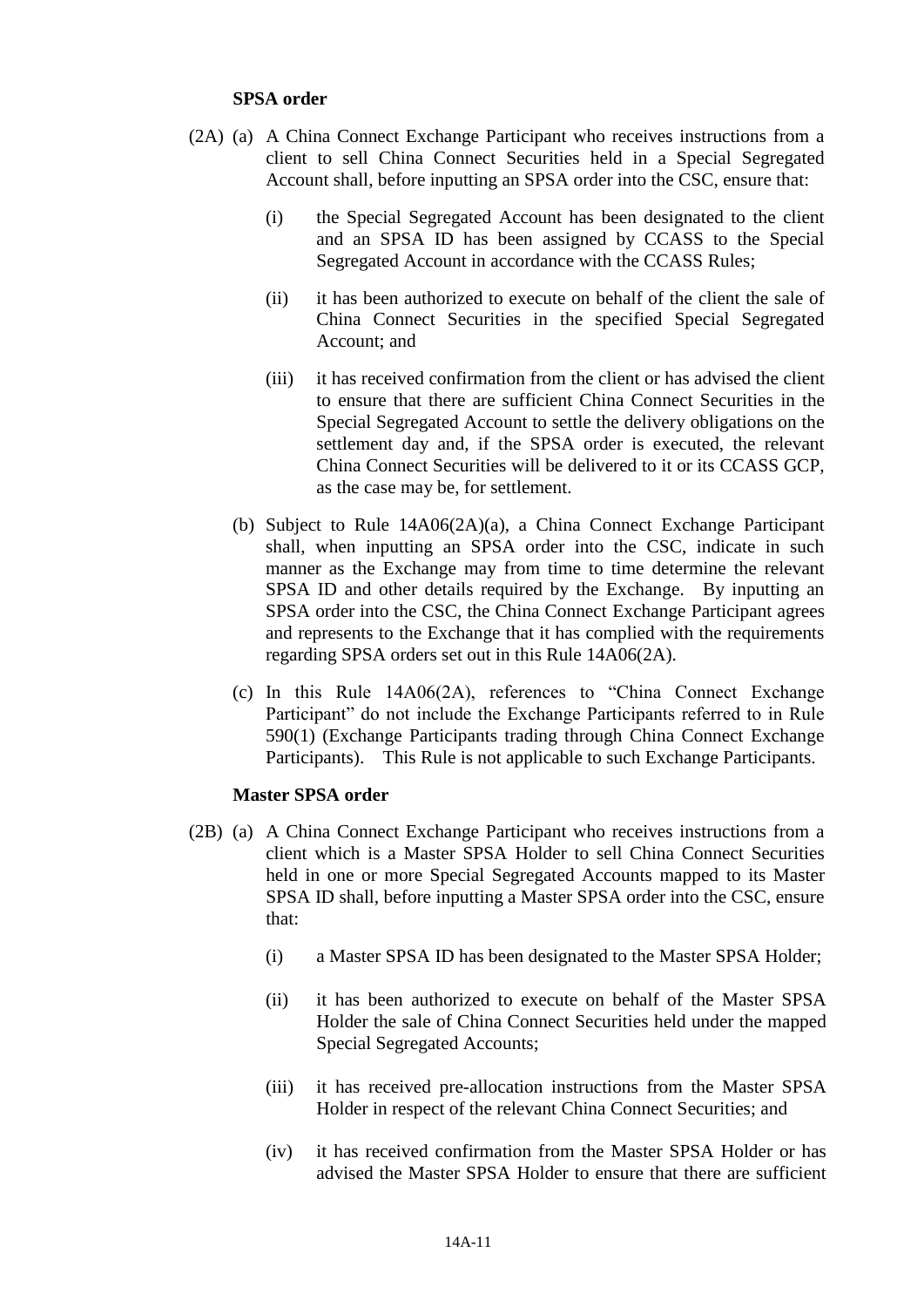**SPSA order**

(2A) (a) A China Connect Exchange Participant who receives instructions from a client to sell China Connect Securities held in a Special Segregated Account shall, before inputting an SPSA order into the CSC, ensure that:

(i) the Special Segregated Account has been designated to the client and an SPSA ID has been assigned by CCASS to the Special Segregated Account in accordance with the CCASS Rules;

(ii) it has been authorized to execute on behalf of the client the sale of China Connect Securities in the specified Special Segregated Account; and

(iii) it has received confirmation from the client or has advised the client to ensure that there are sufficient China Connect Securities in the Special Segregated Account to settle the delivery obligations on the settlement day and, if the SPSA order is executed, the relevant China Connect Securities will be delivered to it or its CCASS GCP, as the case may be, for settlement.

(b) Subject to Rule 14A06(2A)(a), a China Connect Exchange Participant shall, when inputting an SPSA order into the CSC, indicate in such manner as the Exchange may from time to time determine the relevant SPSA ID and other details required by the Exchange. By inputting an SPSA order into the CSC, the China Connect Exchange Participant agrees and represents to the Exchange that it has complied with the requirements regarding SPSA orders set out in this Rule 14A06(2A).

(c) In this Rule 14A06(2A), references to "China Connect Exchange Participant" do not include the Exchange Participants referred to in Rule 590(1) (Exchange Participants trading through China Connect Exchange Participants). This Rule is not applicable to such Exchange Participants.

**Master SPSA order**

(2B) (a) A China Connect Exchange Participant who receives instructions from a client which is a Master SPSA Holder to sell China Connect Securities held in one or more Special Segregated Accounts mapped to its Master SPSA ID shall, before inputting a Master SPSA order into the CSC, ensure that:

(i) a Master SPSA ID has been designated to the Master SPSA Holder;

(ii) it has been authorized to execute on behalf of the Master SPSA Holder the sale of China Connect Securities held under the mapped Special Segregated Accounts;

(iii) it has received pre-allocation instructions from the Master SPSA Holder in respect of the relevant China Connect Securities; and

(iv) it has received confirmation from the Master SPSA Holder or has advised the Master SPSA Holder to ensure that there are sufficient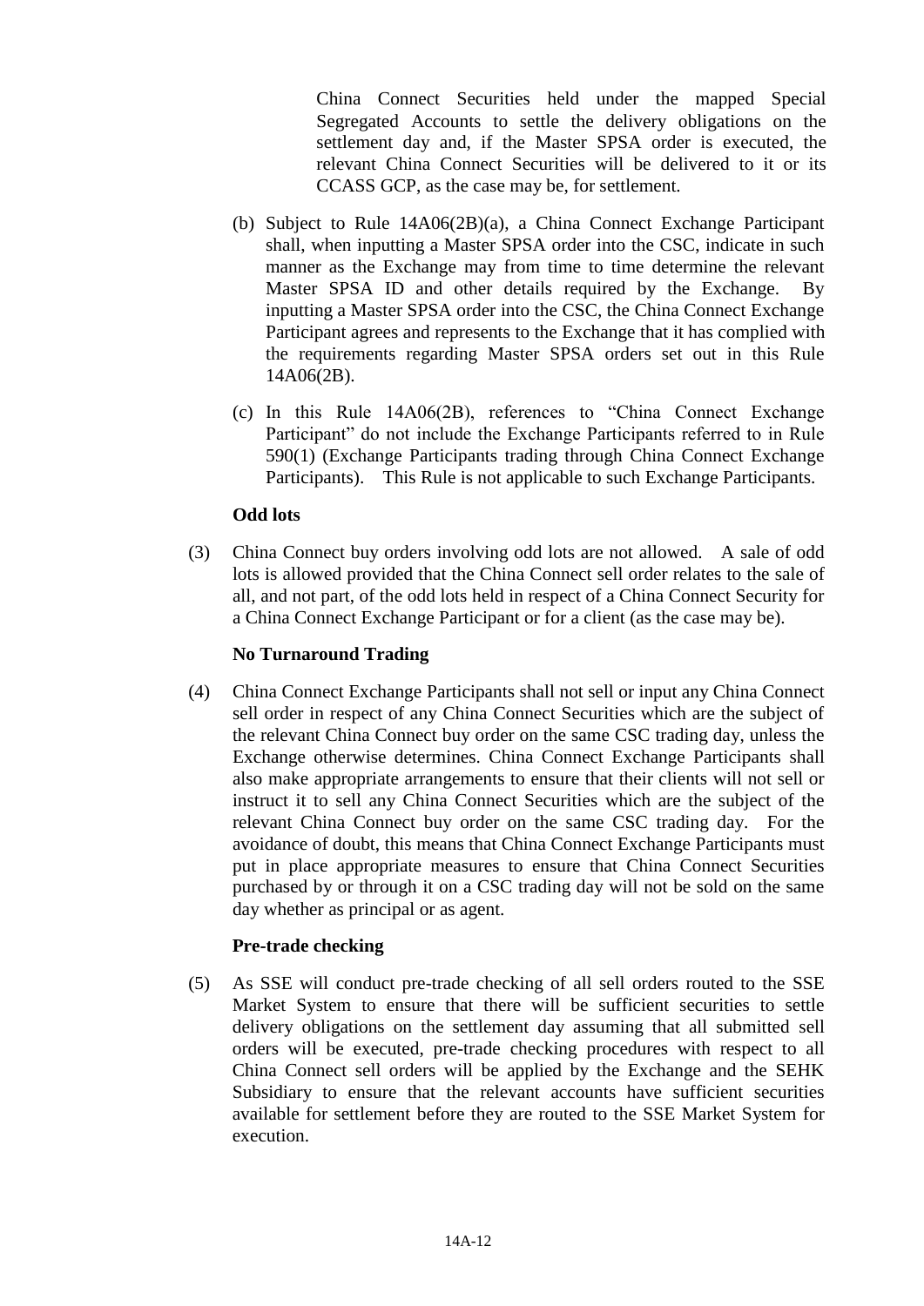China Connect Securities held under the mapped Special Segregated Accounts to settle the delivery obligations on the settlement day and, if the Master SPSA order is executed, the relevant China Connect Securities will be delivered to it or its CCASS GCP, as the case may be, for settlement.

(b) Subject to Rule 14A06(2B)(a), a China Connect Exchange Participant shall, when inputting a Master SPSA order into the CSC, indicate in such manner as the Exchange may from time to time determine the relevant Master SPSA ID and other details required by the Exchange. By inputting a Master SPSA order into the CSC, the China Connect Exchange Participant agrees and represents to the Exchange that it has complied with the requirements regarding Master SPSA orders set out in this Rule 14A06(2B).

(c) In this Rule 14A06(2B), references to "China Connect Exchange Participant" do not include the Exchange Participants referred to in Rule 590(1) (Exchange Participants trading through China Connect Exchange Participants). This Rule is not applicable to such Exchange Participants.

**Odd lots**

(3) China Connect buy orders involving odd lots are not allowed. A sale of odd lots is allowed provided that the China Connect sell order relates to the sale of all, and not part, of the odd lots held in respect of a China Connect Security for a China Connect Exchange Participant or for a client (as the case may be).

**No Turnaround Trading**

(4) China Connect Exchange Participants shall not sell or input any China Connect sell order in respect of any China Connect Securities which are the subject of the relevant China Connect buy order on the same CSC trading day, unless the Exchange otherwise determines. China Connect Exchange Participants shall also make appropriate arrangements to ensure that their clients will not sell or instruct it to sell any China Connect Securities which are the subject of the relevant China Connect buy order on the same CSC trading day. For the avoidance of doubt, this means that China Connect Exchange Participants must put in place appropriate measures to ensure that China Connect Securities purchased by or through it on a CSC trading day will not be sold on the same day whether as principal or as agent.

**Pre-trade checking**

(5) As SSE will conduct pre-trade checking of all sell orders routed to the SSE Market System to ensure that there will be sufficient securities to settle delivery obligations on the settlement day assuming that all submitted sell orders will be executed, pre-trade checking procedures with respect to all China Connect sell orders will be applied by the Exchange and the SEHK Subsidiary to ensure that the relevant accounts have sufficient securities available for settlement before they are routed to the SSE Market System for execution.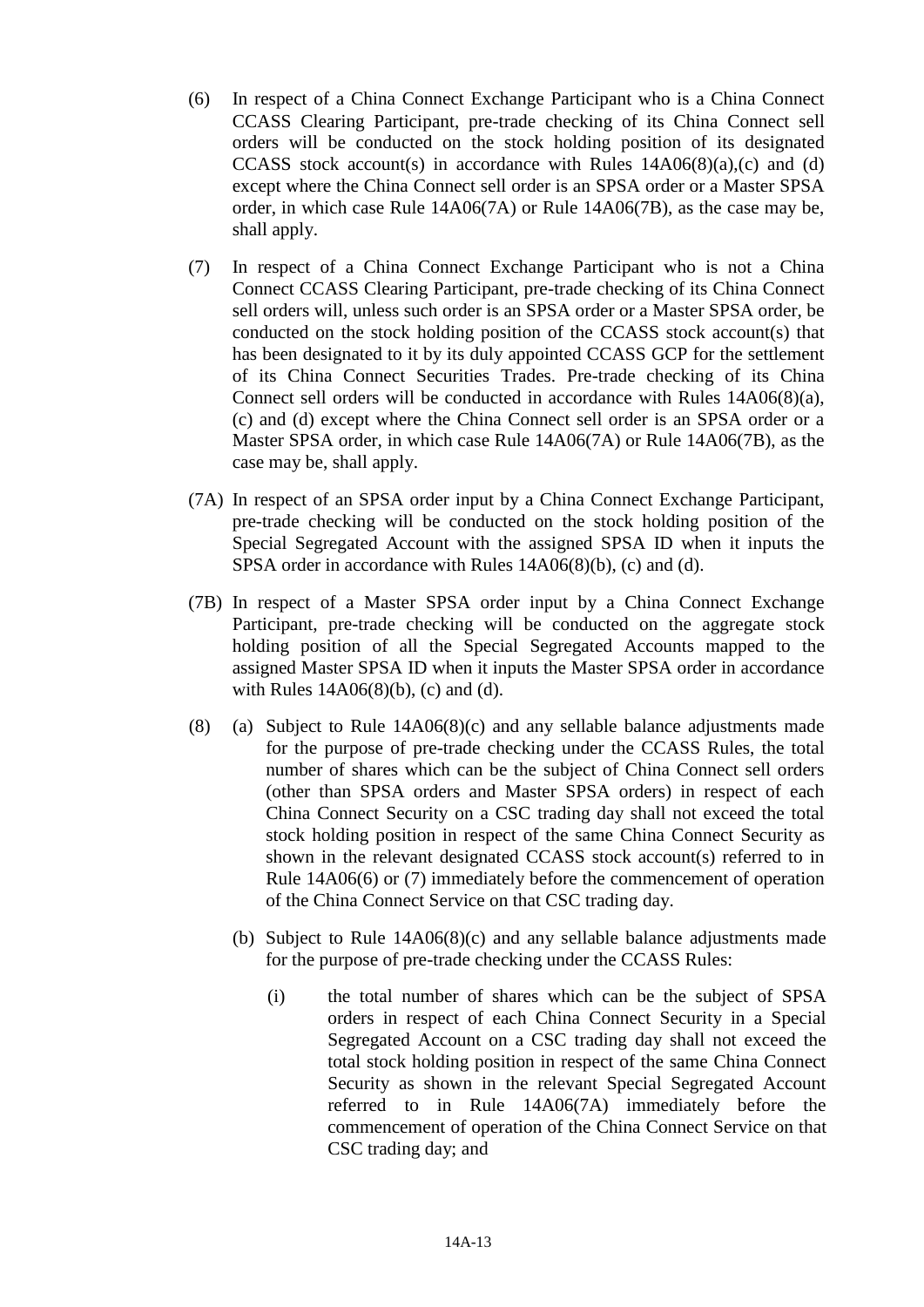(6) In respect of a China Connect Exchange Participant who is a China Connect CCASS Clearing Participant, pre-trade checking of its China Connect sell orders will be conducted on the stock holding position of its designated CCASS stock account(s) in accordance with Rules 14A06(8)(a),(c) and (d) except where the China Connect sell order is an SPSA order or a Master SPSA order, in which case Rule 14A06(7A) or Rule 14A06(7B), as the case may be, shall apply.

(7) In respect of a China Connect Exchange Participant who is not a China Connect CCASS Clearing Participant, pre-trade checking of its China Connect sell orders will, unless such order is an SPSA order or a Master SPSA order, be conducted on the stock holding position of the CCASS stock account(s) that has been designated to it by its duly appointed CCASS GCP for the settlement of its China Connect Securities Trades. Pre-trade checking of its China Connect sell orders will be conducted in accordance with Rules 14A06(8)(a), (c) and (d) except where the China Connect sell order is an SPSA order or a Master SPSA order, in which case Rule 14A06(7A) or Rule 14A06(7B), as the case may be, shall apply.

(7A) In respect of an SPSA order input by a China Connect Exchange Participant, pre-trade checking will be conducted on the stock holding position of the Special Segregated Account with the assigned SPSA ID when it inputs the SPSA order in accordance with Rules 14A06(8)(b), (c) and (d).

(7B) In respect of a Master SPSA order input by a China Connect Exchange Participant, pre-trade checking will be conducted on the aggregate stock holding position of all the Special Segregated Accounts mapped to the assigned Master SPSA ID when it inputs the Master SPSA order in accordance with Rules 14A06(8)(b), (c) and (d).

(8) (a) Subject to Rule 14A06(8)(c) and any sellable balance adjustments made for the purpose of pre-trade checking under the CCASS Rules, the total number of shares which can be the subject of China Connect sell orders (other than SPSA orders and Master SPSA orders) in respect of each China Connect Security on a CSC trading day shall not exceed the total stock holding position in respect of the same China Connect Security as shown in the relevant designated CCASS stock account(s) referred to in Rule 14A06(6) or (7) immediately before the commencement of operation of the China Connect Service on that CSC trading day.

(b) Subject to Rule 14A06(8)(c) and any sellable balance adjustments made for the purpose of pre-trade checking under the CCASS Rules:

(i) the total number of shares which can be the subject of SPSA orders in respect of each China Connect Security in a Special Segregated Account on a CSC trading day shall not exceed the total stock holding position in respect of the same China Connect Security as shown in the relevant Special Segregated Account referred to in Rule 14A06(7A) immediately before the commencement of operation of the China Connect Service on that CSC trading day; and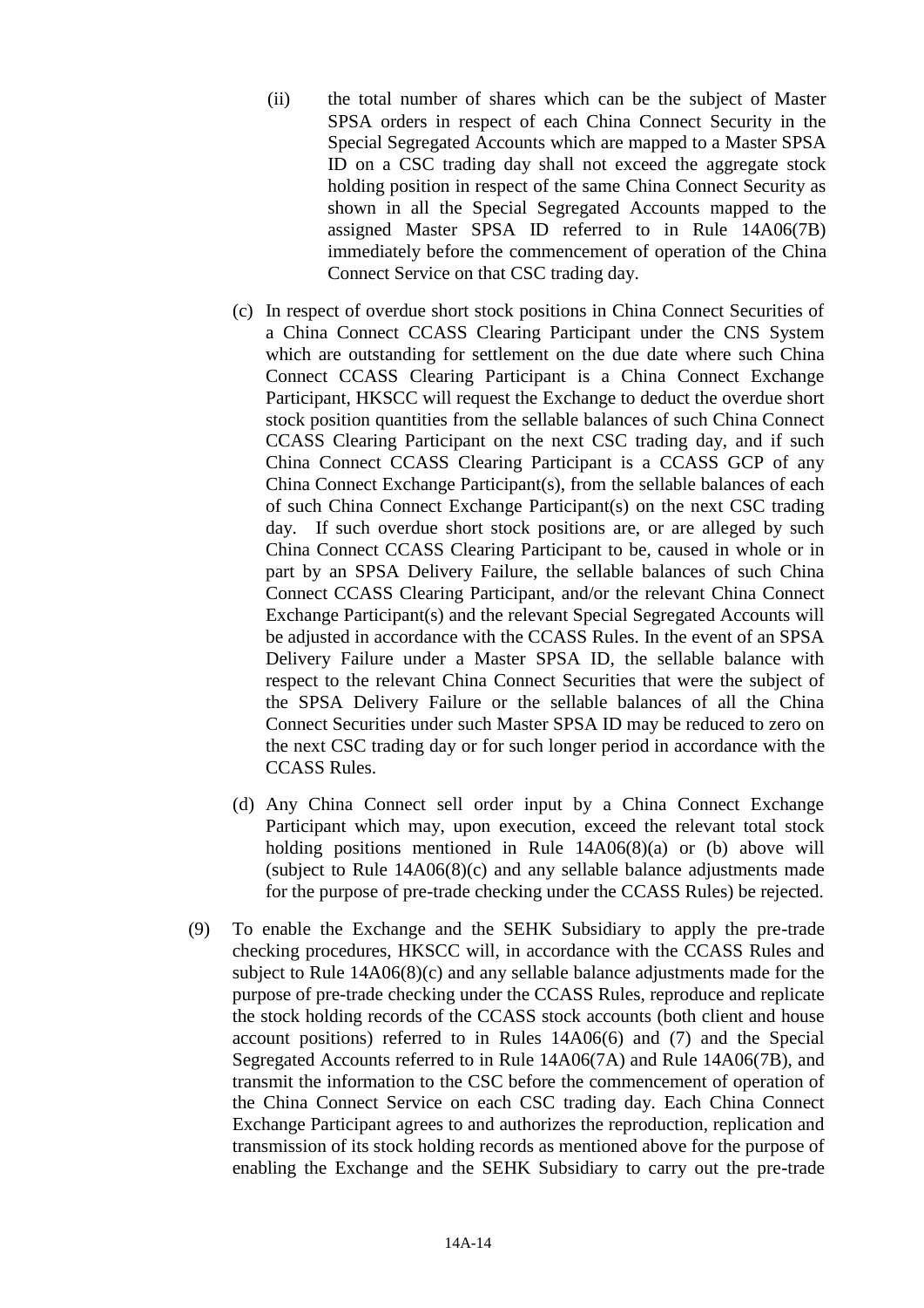(ii) the total number of shares which can be the subject of Master SPSA orders in respect of each China Connect Security in the Special Segregated Accounts which are mapped to a Master SPSA ID on a CSC trading day shall not exceed the aggregate stock holding position in respect of the same China Connect Security as shown in all the Special Segregated Accounts mapped to the assigned Master SPSA ID referred to in Rule 14A06(7B) immediately before the commencement of operation of the China Connect Service on that CSC trading day.

(c) In respect of overdue short stock positions in China Connect Securities of a China Connect CCASS Clearing Participant under the CNS System which are outstanding for settlement on the due date where such China Connect CCASS Clearing Participant is a China Connect Exchange Participant, HKSCC will request the Exchange to deduct the overdue short stock position quantities from the sellable balances of such China Connect CCASS Clearing Participant on the next CSC trading day, and if such China Connect CCASS Clearing Participant is a CCASS GCP of any China Connect Exchange Participant(s), from the sellable balances of each of such China Connect Exchange Participant(s) on the next CSC trading day. If such overdue short stock positions are, or are alleged by such China Connect CCASS Clearing Participant to be, caused in whole or in part by an SPSA Delivery Failure, the sellable balances of such China Connect CCASS Clearing Participant, and/or the relevant China Connect Exchange Participant(s) and the relevant Special Segregated Accounts will be adjusted in accordance with the CCASS Rules. In the event of an SPSA Delivery Failure under a Master SPSA ID, the sellable balance with respect to the relevant China Connect Securities that were the subject of the SPSA Delivery Failure or the sellable balances of all the China Connect Securities under such Master SPSA ID may be reduced to zero on the next CSC trading day or for such longer period in accordance with the CCASS Rules.

(d) Any China Connect sell order input by a China Connect Exchange Participant which may, upon execution, exceed the relevant total stock holding positions mentioned in Rule 14A06(8)(a) or (b) above will (subject to Rule 14A06(8)(c) and any sellable balance adjustments made for the purpose of pre-trade checking under the CCASS Rules) be rejected.

(9) To enable the Exchange and the SEHK Subsidiary to apply the pre-trade checking procedures, HKSCC will, in accordance with the CCASS Rules and subject to Rule 14A06(8)(c) and any sellable balance adjustments made for the purpose of pre-trade checking under the CCASS Rules, reproduce and replicate the stock holding records of the CCASS stock accounts (both client and house account positions) referred to in Rules 14A06(6) and (7) and the Special Segregated Accounts referred to in Rule 14A06(7A) and Rule 14A06(7B), and transmit the information to the CSC before the commencement of operation of the China Connect Service on each CSC trading day. Each China Connect Exchange Participant agrees to and authorizes the reproduction, replication and transmission of its stock holding records as mentioned above for the purpose of enabling the Exchange and the SEHK Subsidiary to carry out the pre-trade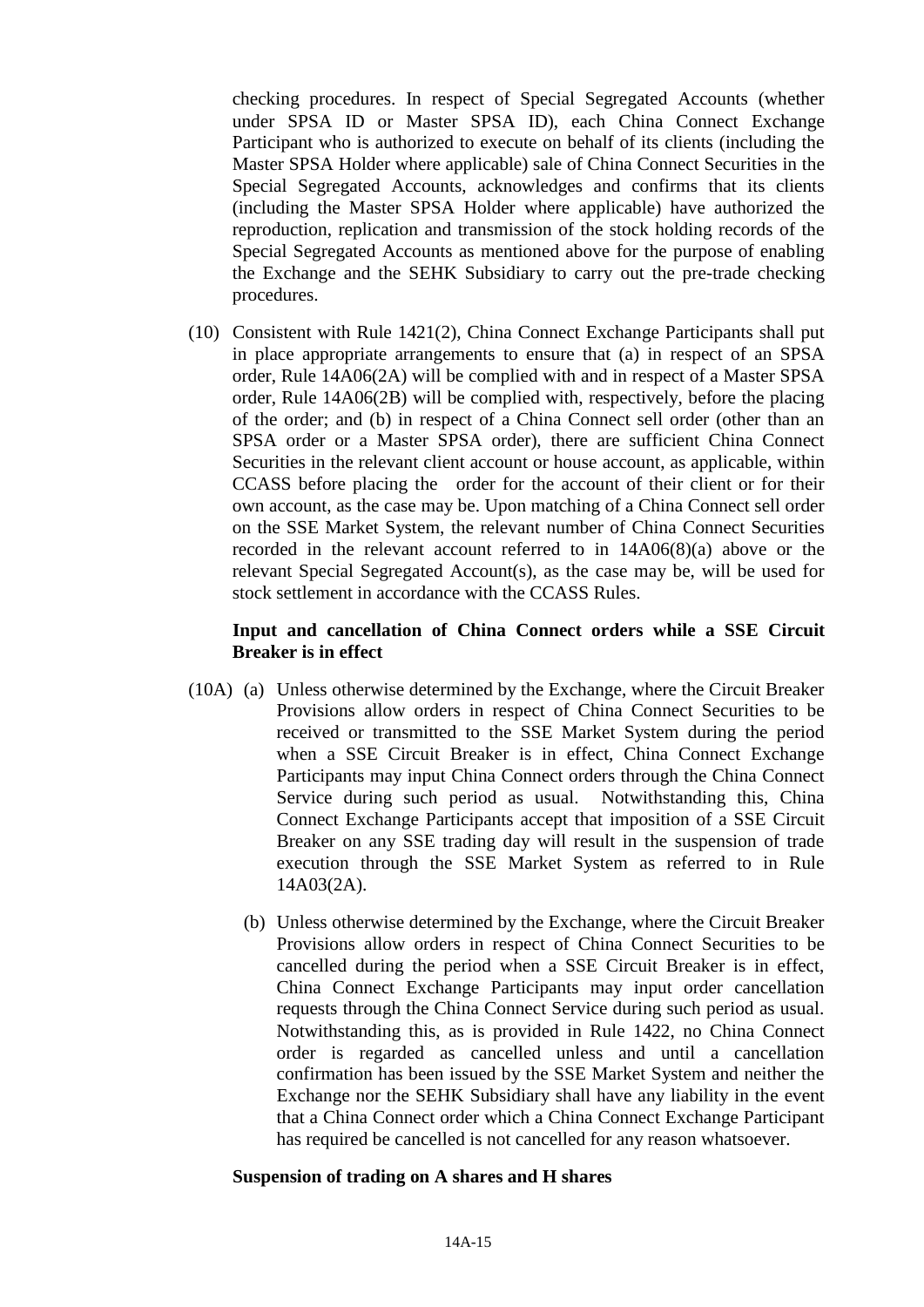checking procedures. In respect of Special Segregated Accounts (whether under SPSA ID or Master SPSA ID), each China Connect Exchange Participant who is authorized to execute on behalf of its clients (including the Master SPSA Holder where applicable) sale of China Connect Securities in the Special Segregated Accounts, acknowledges and confirms that its clients (including the Master SPSA Holder where applicable) have authorized the reproduction, replication and transmission of the stock holding records of the Special Segregated Accounts as mentioned above for the purpose of enabling the Exchange and the SEHK Subsidiary to carry out the pre-trade checking procedures.

(10) Consistent with Rule 1421(2), China Connect Exchange Participants shall put in place appropriate arrangements to ensure that (a) in respect of an SPSA order, Rule 14A06(2A) will be complied with and in respect of a Master SPSA order, Rule 14A06(2B) will be complied with, respectively, before the placing of the order; and (b) in respect of a China Connect sell order (other than an SPSA order or a Master SPSA order), there are sufficient China Connect Securities in the relevant client account or house account, as applicable, within CCASS before placing the order for the account of their client or for their own account, as the case may be. Upon matching of a China Connect sell order on the SSE Market System, the relevant number of China Connect Securities recorded in the relevant account referred to in 14A06(8)(a) above or the relevant Special Segregated Account(s), as the case may be, will be used for stock settlement in accordance with the CCASS Rules.

**Input and cancellation of China Connect orders while a SSE Circuit Breaker is in effect**

(10A) (a) Unless otherwise determined by the Exchange, where the Circuit Breaker Provisions allow orders in respect of China Connect Securities to be received or transmitted to the SSE Market System during the period when a SSE Circuit Breaker is in effect, China Connect Exchange Participants may input China Connect orders through the China Connect Service during such period as usual. Notwithstanding this, China Connect Exchange Participants accept that imposition of a SSE Circuit Breaker on any SSE trading day will result in the suspension of trade execution through the SSE Market System as referred to in Rule 14A03(2A).

(b) Unless otherwise determined by the Exchange, where the Circuit Breaker Provisions allow orders in respect of China Connect Securities to be cancelled during the period when a SSE Circuit Breaker is in effect, China Connect Exchange Participants may input order cancellation requests through the China Connect Service during such period as usual. Notwithstanding this, as is provided in Rule 1422, no China Connect order is regarded as cancelled unless and until a cancellation confirmation has been issued by the SSE Market System and neither the Exchange nor the SEHK Subsidiary shall have any liability in the event that a China Connect order which a China Connect Exchange Participant has required be cancelled is not cancelled for any reason whatsoever.

**Suspension of trading on A shares and H shares**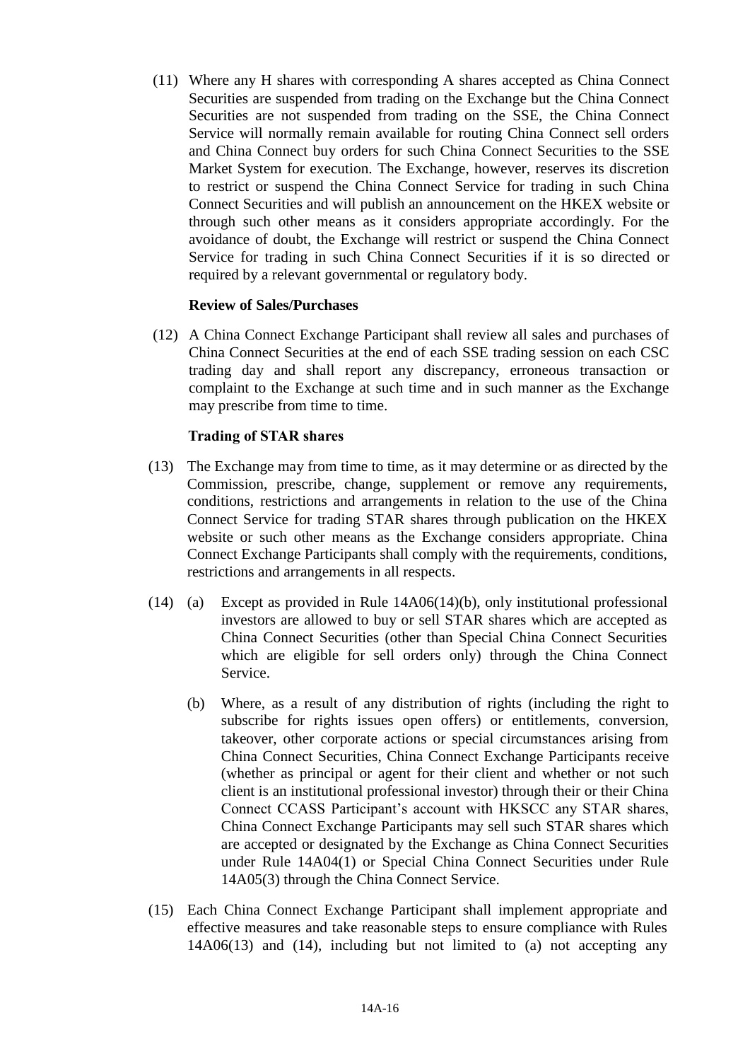(11) Where any H shares with corresponding A shares accepted as China Connect Securities are suspended from trading on the Exchange but the China Connect Securities are not suspended from trading on the SSE, the China Connect Service will normally remain available for routing China Connect sell orders and China Connect buy orders for such China Connect Securities to the SSE Market System for execution. The Exchange, however, reserves its discretion to restrict or suspend the China Connect Service for trading in such China Connect Securities and will publish an announcement on the HKEX website or through such other means as it considers appropriate accordingly. For the avoidance of doubt, the Exchange will restrict or suspend the China Connect Service for trading in such China Connect Securities if it is so directed or required by a relevant governmental or regulatory body.

**Review of Sales/Purchases**

(12) A China Connect Exchange Participant shall review all sales and purchases of China Connect Securities at the end of each SSE trading session on each CSC trading day and shall report any discrepancy, erroneous transaction or complaint to the Exchange at such time and in such manner as the Exchange may prescribe from time to time.

**Trading of STAR shares**

(13) The Exchange may from time to time, as it may determine or as directed by the Commission, prescribe, change, supplement or remove any requirements, conditions, restrictions and arrangements in relation to the use of the China Connect Service for trading STAR shares through publication on the HKEX website or such other means as the Exchange considers appropriate. China Connect Exchange Participants shall comply with the requirements, conditions, restrictions and arrangements in all respects.

(14) (a) Except as provided in Rule 14A06(14)(b), only institutional professional investors are allowed to buy or sell STAR shares which are accepted as China Connect Securities (other than Special China Connect Securities which are eligible for sell orders only) through the China Connect Service.

(b) Where, as a result of any distribution of rights (including the right to subscribe for rights issues open offers) or entitlements, conversion, takeover, other corporate actions or special circumstances arising from China Connect Securities, China Connect Exchange Participants receive (whether as principal or agent for their client and whether or not such client is an institutional professional investor) through their or their China Connect CCASS Participant's account with HKSCC any STAR shares, China Connect Exchange Participants may sell such STAR shares which are accepted or designated by the Exchange as China Connect Securities under Rule 14A04(1) or Special China Connect Securities under Rule 14A05(3) through the China Connect Service.

(15) Each China Connect Exchange Participant shall implement appropriate and effective measures and take reasonable steps to ensure compliance with Rules 14A06(13) and (14), including but not limited to (a) not accepting any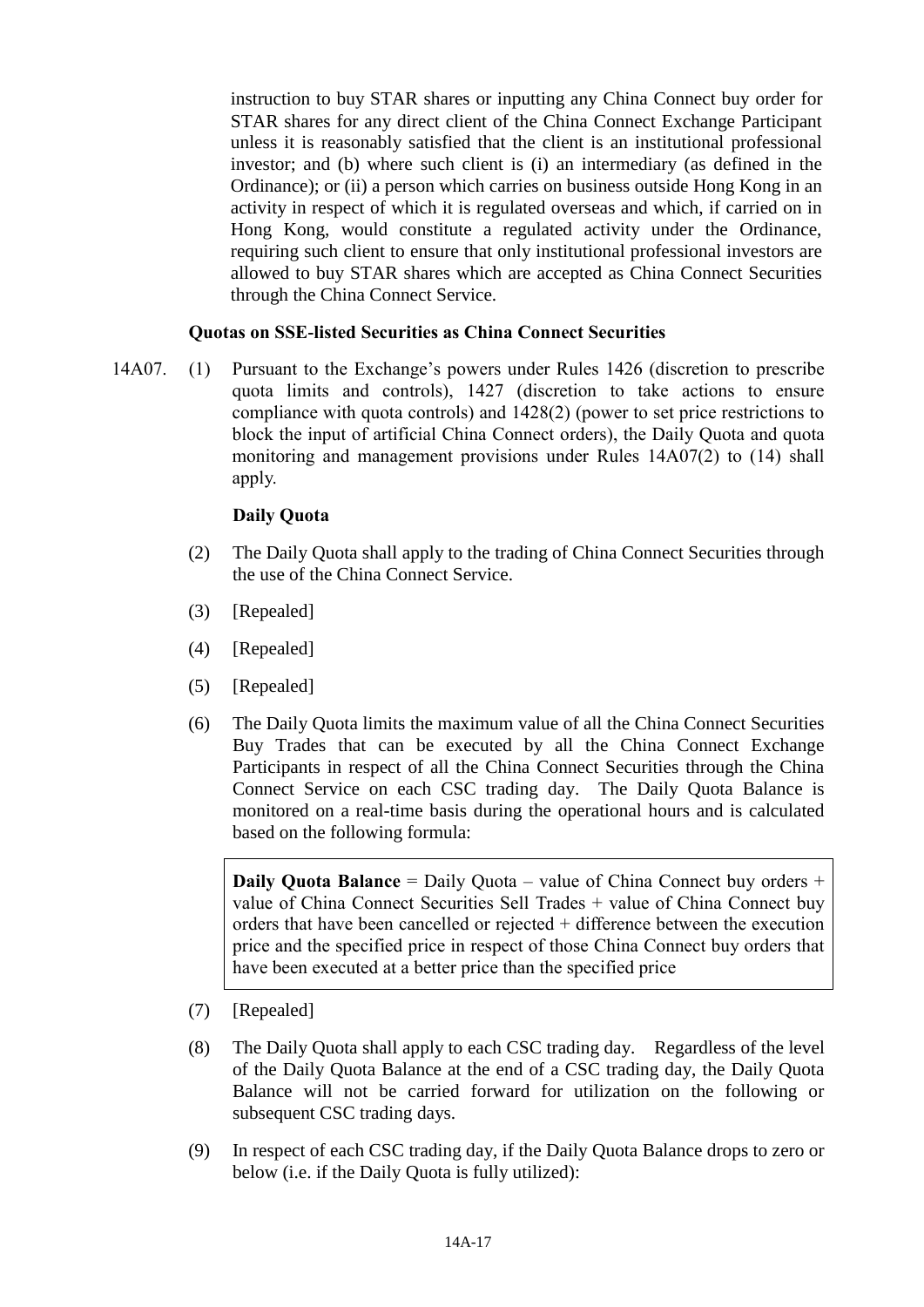instruction to buy STAR shares or inputting any China Connect buy order for STAR shares for any direct client of the China Connect Exchange Participant unless it is reasonably satisfied that the client is an institutional professional investor; and (b) where such client is (i) an intermediary (as defined in the Ordinance); or (ii) a person which carries on business outside Hong Kong in an activity in respect of which it is regulated overseas and which, if carried on in Hong Kong, would constitute a regulated activity under the Ordinance, requiring such client to ensure that only institutional professional investors are allowed to buy STAR shares which are accepted as China Connect Securities through the China Connect Service.

**Quotas on SSE-listed Securities as China Connect Securities**

14A07. (1) Pursuant to the Exchange's powers under Rules 1426 (discretion to prescribe quota limits and controls), 1427 (discretion to take actions to ensure compliance with quota controls) and 1428(2) (power to set price restrictions to block the input of artificial China Connect orders), the Daily Quota and quota monitoring and management provisions under Rules 14A07(2) to (14) shall apply.

**Daily Quota**

(2) The Daily Quota shall apply to the trading of China Connect Securities through the use of the China Connect Service.

(3) [Repealed]

(4) [Repealed]

(5) [Repealed]

(6) The Daily Quota limits the maximum value of all the China Connect Securities Buy Trades that can be executed by all the China Connect Exchange Participants in respect of all the China Connect Securities through the China Connect Service on each CSC trading day. The Daily Quota Balance is monitored on a real-time basis during the operational hours and is calculated based on the following formula:

> **Daily Quota Balance** = Daily Quota – value of China Connect buy orders + value of China Connect Securities Sell Trades + value of China Connect buy orders that have been cancelled or rejected + difference between the execution price and the specified price in respect of those China Connect buy orders that have been executed at a better price than the specified price

(7) [Repealed]

(8) The Daily Quota shall apply to each CSC trading day. Regardless of the level of the Daily Quota Balance at the end of a CSC trading day, the Daily Quota Balance will not be carried forward for utilization on the following or subsequent CSC trading days.

(9) In respect of each CSC trading day, if the Daily Quota Balance drops to zero or below (i.e. if the Daily Quota is fully utilized):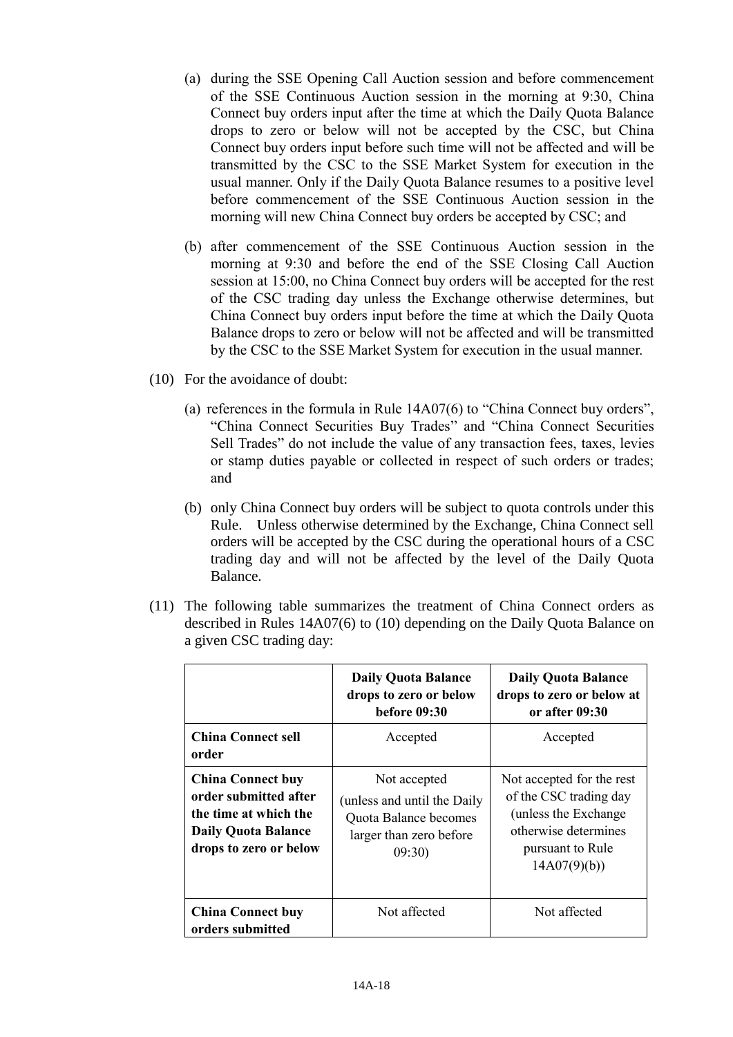(a) during the SSE Opening Call Auction session and before commencement of the SSE Continuous Auction session in the morning at 9:30, China Connect buy orders input after the time at which the Daily Quota Balance drops to zero or below will not be accepted by the CSC, but China Connect buy orders input before such time will not be affected and will be transmitted by the CSC to the SSE Market System for execution in the usual manner. Only if the Daily Quota Balance resumes to a positive level before commencement of the SSE Continuous Auction session in the morning will new China Connect buy orders be accepted by CSC; and

(b) after commencement of the SSE Continuous Auction session in the morning at 9:30 and before the end of the SSE Closing Call Auction session at 15:00, no China Connect buy orders will be accepted for the rest of the CSC trading day unless the Exchange otherwise determines, but China Connect buy orders input before the time at which the Daily Quota Balance drops to zero or below will not be affected and will be transmitted by the CSC to the SSE Market System for execution in the usual manner.

(10) For the avoidance of doubt:

(a) references in the formula in Rule 14A07(6) to "China Connect buy orders", "China Connect Securities Buy Trades" and "China Connect Securities Sell Trades" do not include the value of any transaction fees, taxes, levies or stamp duties payable or collected in respect of such orders or trades; and

(b) only China Connect buy orders will be subject to quota controls under this Rule. Unless otherwise determined by the Exchange, China Connect sell orders will be accepted by the CSC during the operational hours of a CSC trading day and will not be affected by the level of the Daily Quota Balance.

(11) The following table summarizes the treatment of China Connect orders as described in Rules 14A07(6) to (10) depending on the Daily Quota Balance on a given CSC trading day:

| | **Daily Quota Balance drops to zero or below before 09:30** | **Daily Quota Balance drops to zero or below at or after 09:30** |
|---|---|---|
| **China Connect sell order** | Accepted | Accepted |
| **China Connect buy order submitted after the time at which the Daily Quota Balance drops to zero or below** | Not accepted (unless and until the Daily Quota Balance becomes larger than zero before 09:30) | Not accepted for the rest of the CSC trading day (unless the Exchange otherwise determines pursuant to Rule 14A07(9)(b)) |
| **China Connect buy orders submitted** | Not affected | Not affected |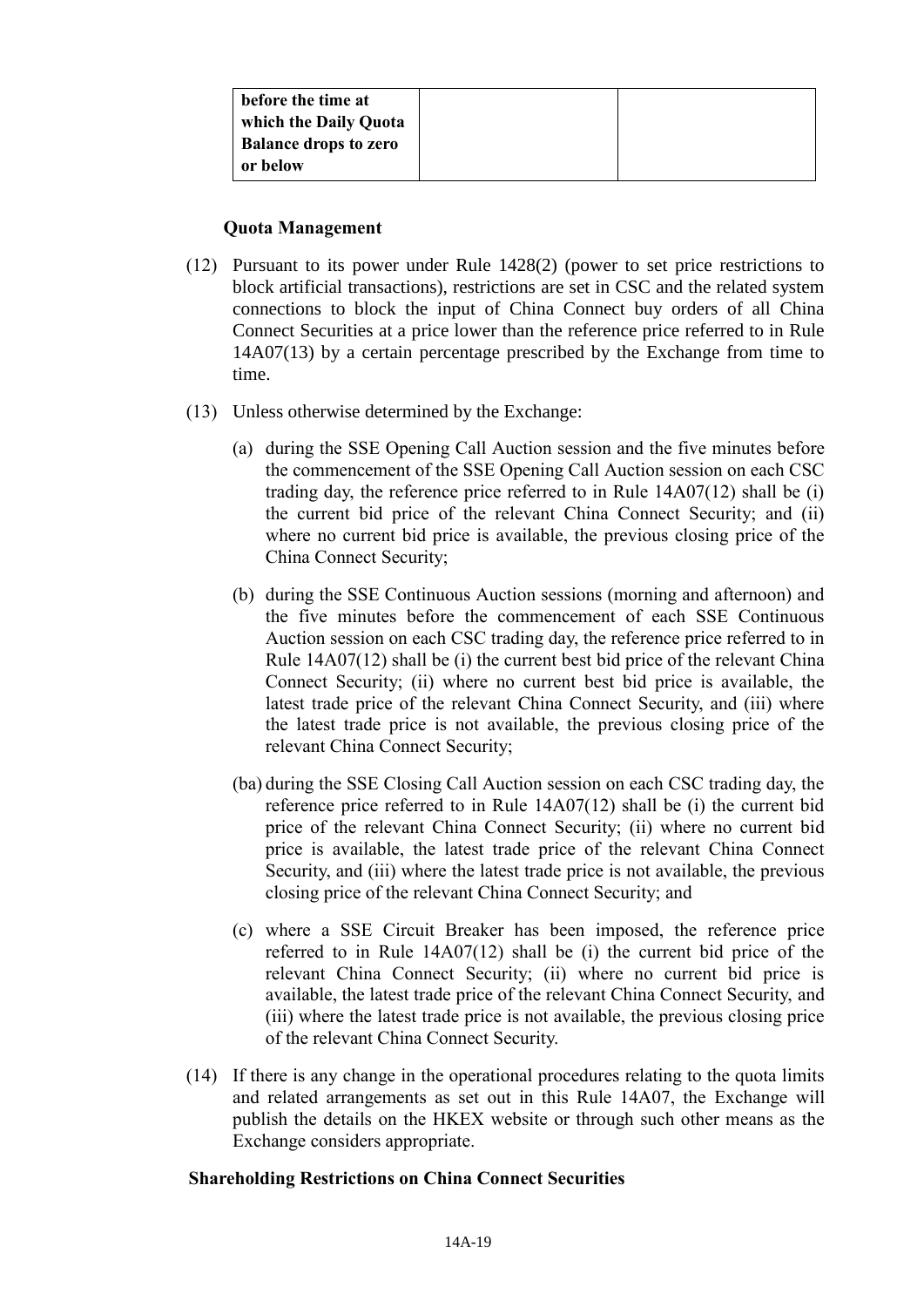| **before the time at which the Daily Quota Balance drops to zero or below** | | |
|---|---|---|

**Quota Management**

(12) Pursuant to its power under Rule 1428(2) (power to set price restrictions to block artificial transactions), restrictions are set in CSC and the related system connections to block the input of China Connect buy orders of all China Connect Securities at a price lower than the reference price referred to in Rule 14A07(13) by a certain percentage prescribed by the Exchange from time to time.

(13) Unless otherwise determined by the Exchange:

(a) during the SSE Opening Call Auction session and the five minutes before the commencement of the SSE Opening Call Auction session on each CSC trading day, the reference price referred to in Rule 14A07(12) shall be (i) the current bid price of the relevant China Connect Security; and (ii) where no current bid price is available, the previous closing price of the China Connect Security;

(b) during the SSE Continuous Auction sessions (morning and afternoon) and the five minutes before the commencement of each SSE Continuous Auction session on each CSC trading day, the reference price referred to in Rule 14A07(12) shall be (i) the current best bid price of the relevant China Connect Security; (ii) where no current best bid price is available, the latest trade price of the relevant China Connect Security, and (iii) where the latest trade price is not available, the previous closing price of the relevant China Connect Security;

(ba) during the SSE Closing Call Auction session on each CSC trading day, the reference price referred to in Rule 14A07(12) shall be (i) the current bid price of the relevant China Connect Security; (ii) where no current bid price is available, the latest trade price of the relevant China Connect Security, and (iii) where the latest trade price is not available, the previous closing price of the relevant China Connect Security; and

(c) where a SSE Circuit Breaker has been imposed, the reference price referred to in Rule 14A07(12) shall be (i) the current bid price of the relevant China Connect Security; (ii) where no current bid price is available, the latest trade price of the relevant China Connect Security, and (iii) where the latest trade price is not available, the previous closing price of the relevant China Connect Security.

(14) If there is any change in the operational procedures relating to the quota limits and related arrangements as set out in this Rule 14A07, the Exchange will publish the details on the HKEX website or through such other means as the Exchange considers appropriate.

**Shareholding Restrictions on China Connect Securities**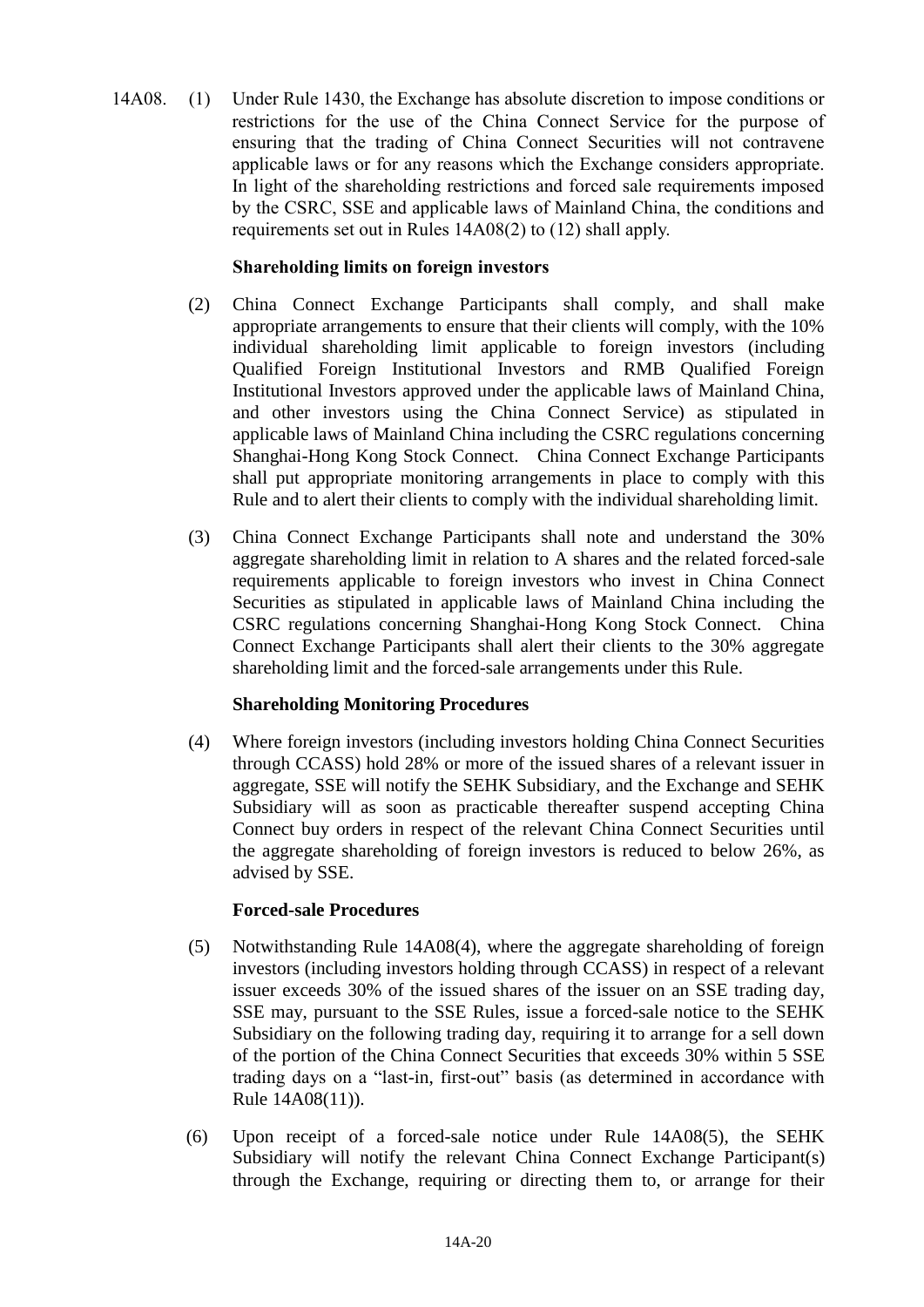14A08. (1) Under Rule 1430, the Exchange has absolute discretion to impose conditions or restrictions for the use of the China Connect Service for the purpose of ensuring that the trading of China Connect Securities will not contravene applicable laws or for any reasons which the Exchange considers appropriate. In light of the shareholding restrictions and forced sale requirements imposed by the CSRC, SSE and applicable laws of Mainland China, the conditions and requirements set out in Rules 14A08(2) to (12) shall apply.

**Shareholding limits on foreign investors**

(2) China Connect Exchange Participants shall comply, and shall make appropriate arrangements to ensure that their clients will comply, with the 10% individual shareholding limit applicable to foreign investors (including Qualified Foreign Institutional Investors and RMB Qualified Foreign Institutional Investors approved under the applicable laws of Mainland China, and other investors using the China Connect Service) as stipulated in applicable laws of Mainland China including the CSRC regulations concerning Shanghai-Hong Kong Stock Connect. China Connect Exchange Participants shall put appropriate monitoring arrangements in place to comply with this Rule and to alert their clients to comply with the individual shareholding limit.

(3) China Connect Exchange Participants shall note and understand the 30% aggregate shareholding limit in relation to A shares and the related forced-sale requirements applicable to foreign investors who invest in China Connect Securities as stipulated in applicable laws of Mainland China including the CSRC regulations concerning Shanghai-Hong Kong Stock Connect. China Connect Exchange Participants shall alert their clients to the 30% aggregate shareholding limit and the forced-sale arrangements under this Rule.

**Shareholding Monitoring Procedures**

(4) Where foreign investors (including investors holding China Connect Securities through CCASS) hold 28% or more of the issued shares of a relevant issuer in aggregate, SSE will notify the SEHK Subsidiary, and the Exchange and SEHK Subsidiary will as soon as practicable thereafter suspend accepting China Connect buy orders in respect of the relevant China Connect Securities until the aggregate shareholding of foreign investors is reduced to below 26%, as advised by SSE.

**Forced-sale Procedures**

(5) Notwithstanding Rule 14A08(4), where the aggregate shareholding of foreign investors (including investors holding through CCASS) in respect of a relevant issuer exceeds 30% of the issued shares of the issuer on an SSE trading day, SSE may, pursuant to the SSE Rules, issue a forced-sale notice to the SEHK Subsidiary on the following trading day, requiring it to arrange for a sell down of the portion of the China Connect Securities that exceeds 30% within 5 SSE trading days on a "last-in, first-out" basis (as determined in accordance with Rule 14A08(11)).

(6) Upon receipt of a forced-sale notice under Rule 14A08(5), the SEHK Subsidiary will notify the relevant China Connect Exchange Participant(s) through the Exchange, requiring or directing them to, or arrange for their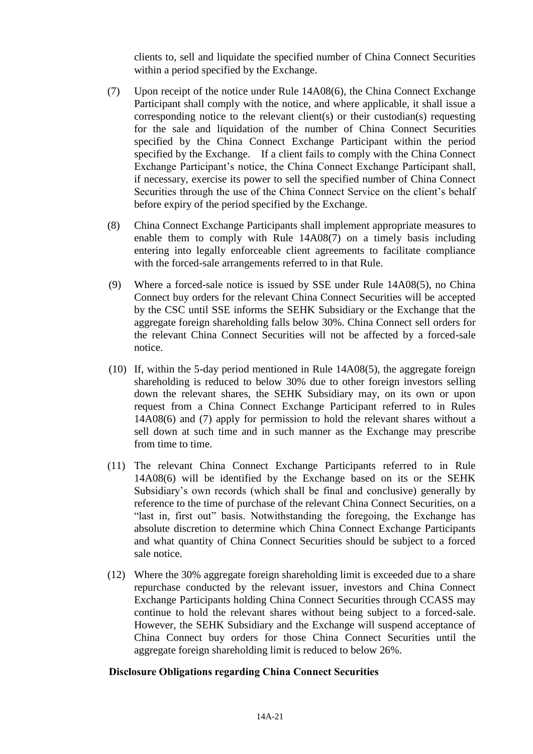clients to, sell and liquidate the specified number of China Connect Securities within a period specified by the Exchange.

(7) Upon receipt of the notice under Rule 14A08(6), the China Connect Exchange Participant shall comply with the notice, and where applicable, it shall issue a corresponding notice to the relevant client(s) or their custodian(s) requesting for the sale and liquidation of the number of China Connect Securities specified by the China Connect Exchange Participant within the period specified by the Exchange. If a client fails to comply with the China Connect Exchange Participant's notice, the China Connect Exchange Participant shall, if necessary, exercise its power to sell the specified number of China Connect Securities through the use of the China Connect Service on the client's behalf before expiry of the period specified by the Exchange.

(8) China Connect Exchange Participants shall implement appropriate measures to enable them to comply with Rule 14A08(7) on a timely basis including entering into legally enforceable client agreements to facilitate compliance with the forced-sale arrangements referred to in that Rule.

(9) Where a forced-sale notice is issued by SSE under Rule 14A08(5), no China Connect buy orders for the relevant China Connect Securities will be accepted by the CSC until SSE informs the SEHK Subsidiary or the Exchange that the aggregate foreign shareholding falls below 30%. China Connect sell orders for the relevant China Connect Securities will not be affected by a forced-sale notice.

(10) If, within the 5-day period mentioned in Rule 14A08(5), the aggregate foreign shareholding is reduced to below 30% due to other foreign investors selling down the relevant shares, the SEHK Subsidiary may, on its own or upon request from a China Connect Exchange Participant referred to in Rules 14A08(6) and (7) apply for permission to hold the relevant shares without a sell down at such time and in such manner as the Exchange may prescribe from time to time.

(11) The relevant China Connect Exchange Participants referred to in Rule 14A08(6) will be identified by the Exchange based on its or the SEHK Subsidiary's own records (which shall be final and conclusive) generally by reference to the time of purchase of the relevant China Connect Securities, on a "last in, first out" basis. Notwithstanding the foregoing, the Exchange has absolute discretion to determine which China Connect Exchange Participants and what quantity of China Connect Securities should be subject to a forced sale notice.

(12) Where the 30% aggregate foreign shareholding limit is exceeded due to a share repurchase conducted by the relevant issuer, investors and China Connect Exchange Participants holding China Connect Securities through CCASS may continue to hold the relevant shares without being subject to a forced-sale. However, the SEHK Subsidiary and the Exchange will suspend acceptance of China Connect buy orders for those China Connect Securities until the aggregate foreign shareholding limit is reduced to below 26%.

**Disclosure Obligations regarding China Connect Securities**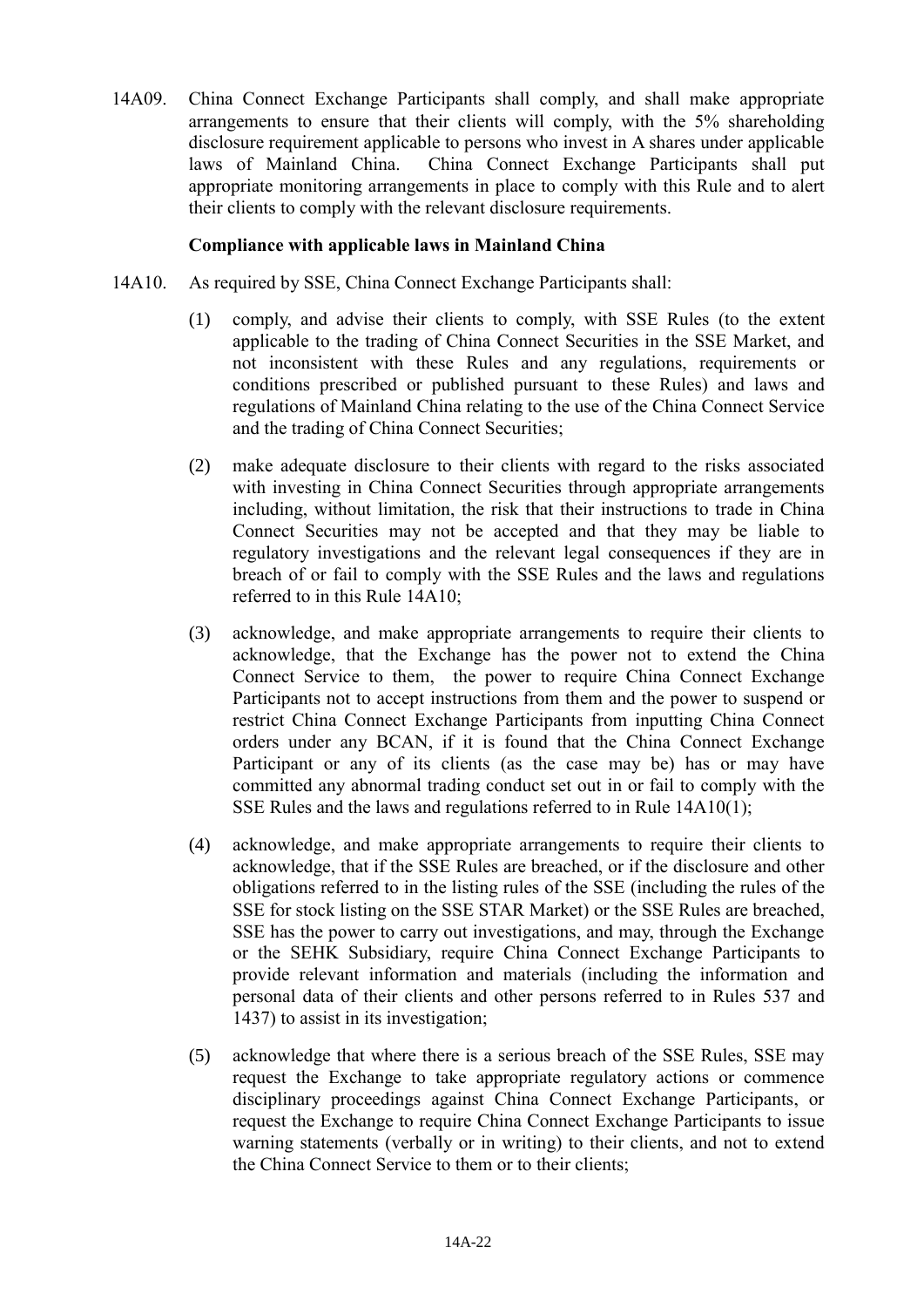14A09. China Connect Exchange Participants shall comply, and shall make appropriate arrangements to ensure that their clients will comply, with the 5% shareholding disclosure requirement applicable to persons who invest in A shares under applicable laws of Mainland China. China Connect Exchange Participants shall put appropriate monitoring arrangements in place to comply with this Rule and to alert their clients to comply with the relevant disclosure requirements.

**Compliance with applicable laws in Mainland China**

14A10. As required by SSE, China Connect Exchange Participants shall:

(1) comply, and advise their clients to comply, with SSE Rules (to the extent applicable to the trading of China Connect Securities in the SSE Market, and not inconsistent with these Rules and any regulations, requirements or conditions prescribed or published pursuant to these Rules) and laws and regulations of Mainland China relating to the use of the China Connect Service and the trading of China Connect Securities;

(2) make adequate disclosure to their clients with regard to the risks associated with investing in China Connect Securities through appropriate arrangements including, without limitation, the risk that their instructions to trade in China Connect Securities may not be accepted and that they may be liable to regulatory investigations and the relevant legal consequences if they are in breach of or fail to comply with the SSE Rules and the laws and regulations referred to in this Rule 14A10;

(3) acknowledge, and make appropriate arrangements to require their clients to acknowledge, that the Exchange has the power not to extend the China Connect Service to them, the power to require China Connect Exchange Participants not to accept instructions from them and the power to suspend or restrict China Connect Exchange Participants from inputting China Connect orders under any BCAN, if it is found that the China Connect Exchange Participant or any of its clients (as the case may be) has or may have committed any abnormal trading conduct set out in or fail to comply with the SSE Rules and the laws and regulations referred to in Rule 14A10(1);

(4) acknowledge, and make appropriate arrangements to require their clients to acknowledge, that if the SSE Rules are breached, or if the disclosure and other obligations referred to in the listing rules of the SSE (including the rules of the SSE for stock listing on the SSE STAR Market) or the SSE Rules are breached, SSE has the power to carry out investigations, and may, through the Exchange or the SEHK Subsidiary, require China Connect Exchange Participants to provide relevant information and materials (including the information and personal data of their clients and other persons referred to in Rules 537 and 1437) to assist in its investigation;

(5) acknowledge that where there is a serious breach of the SSE Rules, SSE may request the Exchange to take appropriate regulatory actions or commence disciplinary proceedings against China Connect Exchange Participants, or request the Exchange to require China Connect Exchange Participants to issue warning statements (verbally or in writing) to their clients, and not to extend the China Connect Service to them or to their clients;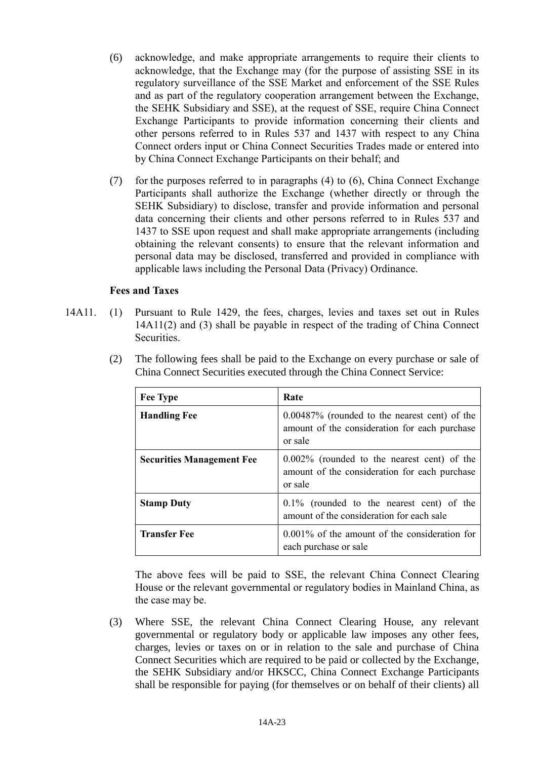(6) acknowledge, and make appropriate arrangements to require their clients to acknowledge, that the Exchange may (for the purpose of assisting SSE in its regulatory surveillance of the SSE Market and enforcement of the SSE Rules and as part of the regulatory cooperation arrangement between the Exchange, the SEHK Subsidiary and SSE), at the request of SSE, require China Connect Exchange Participants to provide information concerning their clients and other persons referred to in Rules 537 and 1437 with respect to any China Connect orders input or China Connect Securities Trades made or entered into by China Connect Exchange Participants on their behalf; and

(7) for the purposes referred to in paragraphs (4) to (6), China Connect Exchange Participants shall authorize the Exchange (whether directly or through the SEHK Subsidiary) to disclose, transfer and provide information and personal data concerning their clients and other persons referred to in Rules 537 and 1437 to SSE upon request and shall make appropriate arrangements (including obtaining the relevant consents) to ensure that the relevant information and personal data may be disclosed, transferred and provided in compliance with applicable laws including the Personal Data (Privacy) Ordinance.

**Fees and Taxes**

14A11. (1) Pursuant to Rule 1429, the fees, charges, levies and taxes set out in Rules 14A11(2) and (3) shall be payable in respect of the trading of China Connect Securities.

(2) The following fees shall be paid to the Exchange on every purchase or sale of China Connect Securities executed through the China Connect Service:

| **Fee Type** | **Rate** |
|---|---|
| **Handling Fee** | 0.00487% (rounded to the nearest cent) of the amount of the consideration for each purchase or sale |
| **Securities Management Fee** | 0.002% (rounded to the nearest cent) of the amount of the consideration for each purchase or sale |
| **Stamp Duty** | 0.1% (rounded to the nearest cent) of the amount of the consideration for each sale |
| **Transfer Fee** | 0.001% of the amount of the consideration for each purchase or sale |

The above fees will be paid to SSE, the relevant China Connect Clearing House or the relevant governmental or regulatory bodies in Mainland China, as the case may be.

(3) Where SSE, the relevant China Connect Clearing House, any relevant governmental or regulatory body or applicable law imposes any other fees, charges, levies or taxes on or in relation to the sale and purchase of China Connect Securities which are required to be paid or collected by the Exchange, the SEHK Subsidiary and/or HKSCC, China Connect Exchange Participants shall be responsible for paying (for themselves or on behalf of their clients) all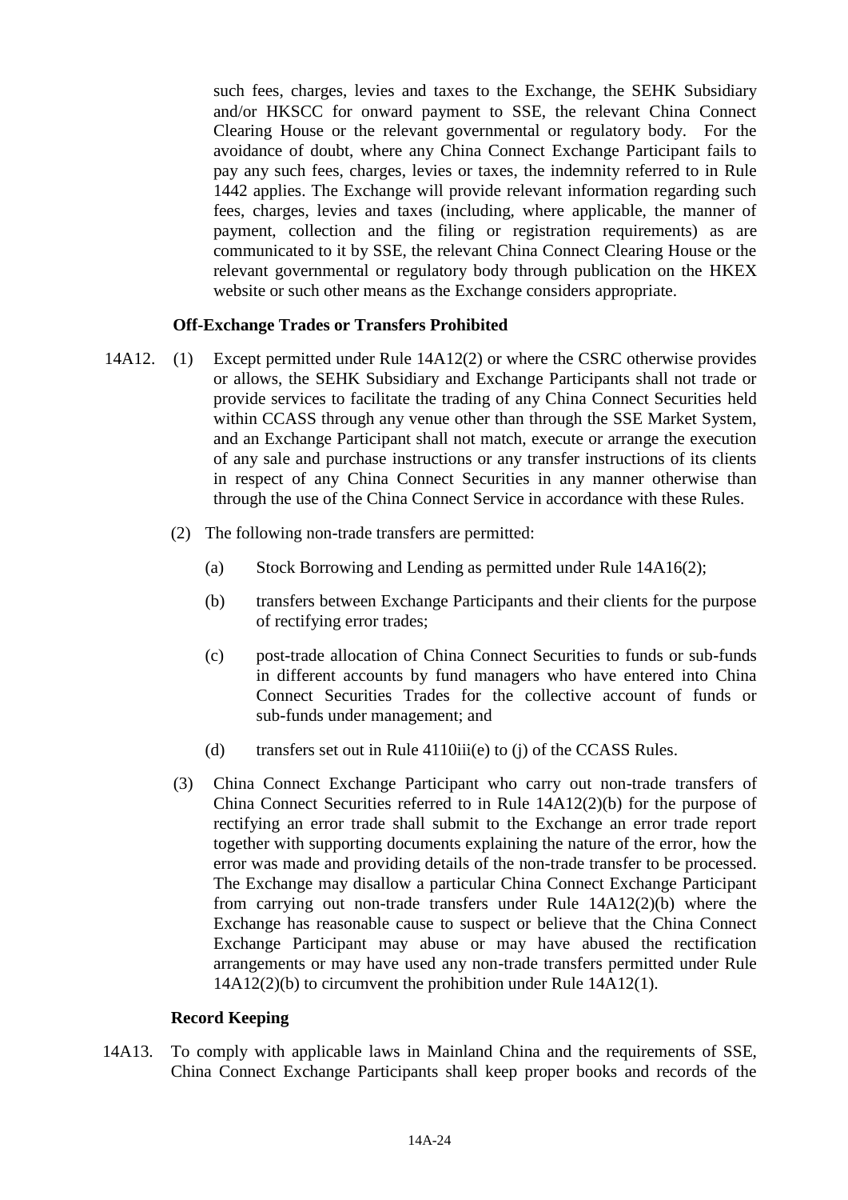such fees, charges, levies and taxes to the Exchange, the SEHK Subsidiary and/or HKSCC for onward payment to SSE, the relevant China Connect Clearing House or the relevant governmental or regulatory body. For the avoidance of doubt, where any China Connect Exchange Participant fails to pay any such fees, charges, levies or taxes, the indemnity referred to in Rule 1442 applies. The Exchange will provide relevant information regarding such fees, charges, levies and taxes (including, where applicable, the manner of payment, collection and the filing or registration requirements) as are communicated to it by SSE, the relevant China Connect Clearing House or the relevant governmental or regulatory body through publication on the HKEX website or such other means as the Exchange considers appropriate.

**Off-Exchange Trades or Transfers Prohibited**

14A12. (1) Except permitted under Rule 14A12(2) or where the CSRC otherwise provides or allows, the SEHK Subsidiary and Exchange Participants shall not trade or provide services to facilitate the trading of any China Connect Securities held within CCASS through any venue other than through the SSE Market System, and an Exchange Participant shall not match, execute or arrange the execution of any sale and purchase instructions or any transfer instructions of its clients in respect of any China Connect Securities in any manner otherwise than through the use of the China Connect Service in accordance with these Rules.

(2) The following non-trade transfers are permitted:

(a) Stock Borrowing and Lending as permitted under Rule 14A16(2);

(b) transfers between Exchange Participants and their clients for the purpose of rectifying error trades;

(c) post-trade allocation of China Connect Securities to funds or sub-funds in different accounts by fund managers who have entered into China Connect Securities Trades for the collective account of funds or sub-funds under management; and

(d) transfers set out in Rule 4110iii(e) to (j) of the CCASS Rules.

(3) China Connect Exchange Participant who carry out non-trade transfers of China Connect Securities referred to in Rule 14A12(2)(b) for the purpose of rectifying an error trade shall submit to the Exchange an error trade report together with supporting documents explaining the nature of the error, how the error was made and providing details of the non-trade transfer to be processed. The Exchange may disallow a particular China Connect Exchange Participant from carrying out non-trade transfers under Rule 14A12(2)(b) where the Exchange has reasonable cause to suspect or believe that the China Connect Exchange Participant may abuse or may have abused the rectification arrangements or may have used any non-trade transfers permitted under Rule 14A12(2)(b) to circumvent the prohibition under Rule 14A12(1).

**Record Keeping**

14A13. To comply with applicable laws in Mainland China and the requirements of SSE, China Connect Exchange Participants shall keep proper books and records of the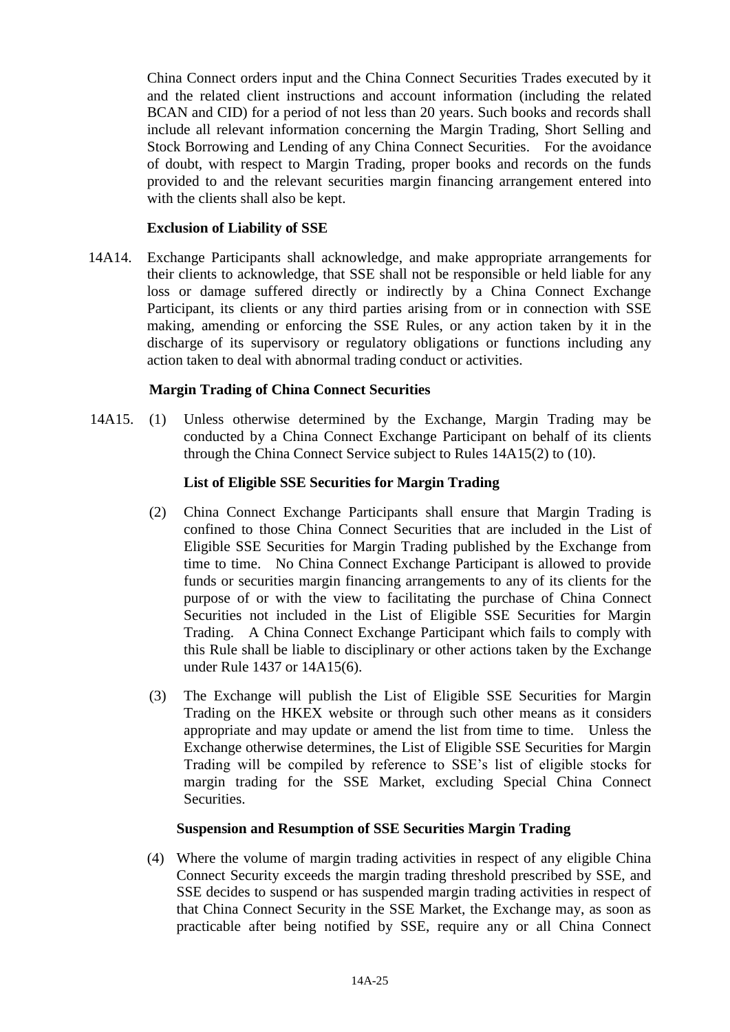China Connect orders input and the China Connect Securities Trades executed by it and the related client instructions and account information (including the related BCAN and CID) for a period of not less than 20 years. Such books and records shall include all relevant information concerning the Margin Trading, Short Selling and Stock Borrowing and Lending of any China Connect Securities. For the avoidance of doubt, with respect to Margin Trading, proper books and records on the funds provided to and the relevant securities margin financing arrangement entered into with the clients shall also be kept.

**Exclusion of Liability of SSE**

14A14. Exchange Participants shall acknowledge, and make appropriate arrangements for their clients to acknowledge, that SSE shall not be responsible or held liable for any loss or damage suffered directly or indirectly by a China Connect Exchange Participant, its clients or any third parties arising from or in connection with SSE making, amending or enforcing the SSE Rules, or any action taken by it in the discharge of its supervisory or regulatory obligations or functions including any action taken to deal with abnormal trading conduct or activities.

**Margin Trading of China Connect Securities**

14A15. (1) Unless otherwise determined by the Exchange, Margin Trading may be conducted by a China Connect Exchange Participant on behalf of its clients through the China Connect Service subject to Rules 14A15(2) to (10).

**List of Eligible SSE Securities for Margin Trading**

(2) China Connect Exchange Participants shall ensure that Margin Trading is confined to those China Connect Securities that are included in the List of Eligible SSE Securities for Margin Trading published by the Exchange from time to time. No China Connect Exchange Participant is allowed to provide funds or securities margin financing arrangements to any of its clients for the purpose of or with the view to facilitating the purchase of China Connect Securities not included in the List of Eligible SSE Securities for Margin Trading. A China Connect Exchange Participant which fails to comply with this Rule shall be liable to disciplinary or other actions taken by the Exchange under Rule 1437 or 14A15(6).

(3) The Exchange will publish the List of Eligible SSE Securities for Margin Trading on the HKEX website or through such other means as it considers appropriate and may update or amend the list from time to time. Unless the Exchange otherwise determines, the List of Eligible SSE Securities for Margin Trading will be compiled by reference to SSE's list of eligible stocks for margin trading for the SSE Market, excluding Special China Connect Securities.

**Suspension and Resumption of SSE Securities Margin Trading**

(4) Where the volume of margin trading activities in respect of any eligible China Connect Security exceeds the margin trading threshold prescribed by SSE, and SSE decides to suspend or has suspended margin trading activities in respect of that China Connect Security in the SSE Market, the Exchange may, as soon as practicable after being notified by SSE, require any or all China Connect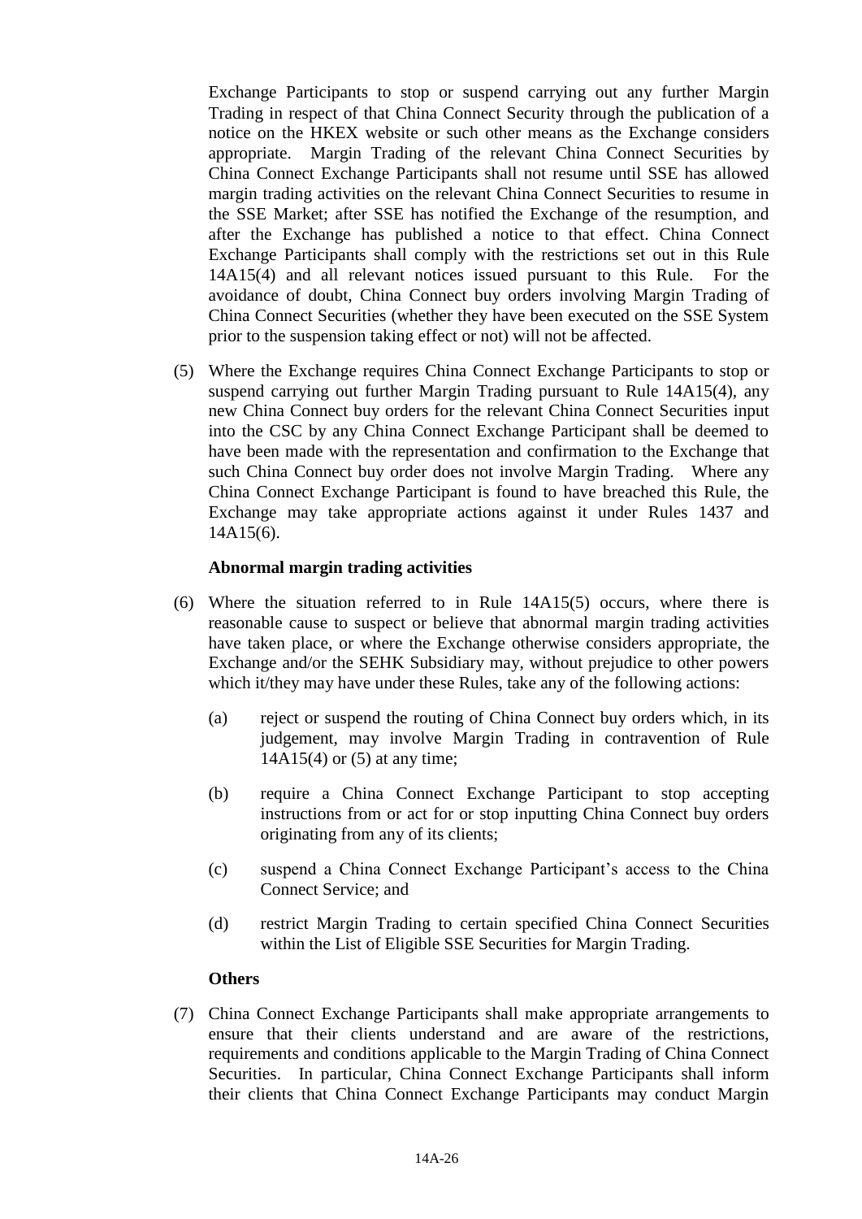Exchange Participants to stop or suspend carrying out any further Margin Trading in respect of that China Connect Security through the publication of a notice on the HKEX website or such other means as the Exchange considers appropriate. Margin Trading of the relevant China Connect Securities by China Connect Exchange Participants shall not resume until SSE has allowed margin trading activities on the relevant China Connect Securities to resume in the SSE Market; after SSE has notified the Exchange of the resumption, and after the Exchange has published a notice to that effect. China Connect Exchange Participants shall comply with the restrictions set out in this Rule 14A15(4) and all relevant notices issued pursuant to this Rule. For the avoidance of doubt, China Connect buy orders involving Margin Trading of China Connect Securities (whether they have been executed on the SSE System prior to the suspension taking effect or not) will not be affected.

(5) Where the Exchange requires China Connect Exchange Participants to stop or suspend carrying out further Margin Trading pursuant to Rule 14A15(4), any new China Connect buy orders for the relevant China Connect Securities input into the CSC by any China Connect Exchange Participant shall be deemed to have been made with the representation and confirmation to the Exchange that such China Connect buy order does not involve Margin Trading. Where any China Connect Exchange Participant is found to have breached this Rule, the Exchange may take appropriate actions against it under Rules 1437 and 14A15(6).

**Abnormal margin trading activities**

(6) Where the situation referred to in Rule 14A15(5) occurs, where there is reasonable cause to suspect or believe that abnormal margin trading activities have taken place, or where the Exchange otherwise considers appropriate, the Exchange and/or the SEHK Subsidiary may, without prejudice to other powers which it/they may have under these Rules, take any of the following actions:

(a) reject or suspend the routing of China Connect buy orders which, in its judgement, may involve Margin Trading in contravention of Rule 14A15(4) or (5) at any time;

(b) require a China Connect Exchange Participant to stop accepting instructions from or act for or stop inputting China Connect buy orders originating from any of its clients;

(c) suspend a China Connect Exchange Participant's access to the China Connect Service; and

(d) restrict Margin Trading to certain specified China Connect Securities within the List of Eligible SSE Securities for Margin Trading.

**Others**

(7) China Connect Exchange Participants shall make appropriate arrangements to ensure that their clients understand and are aware of the restrictions, requirements and conditions applicable to the Margin Trading of China Connect Securities. In particular, China Connect Exchange Participants shall inform their clients that China Connect Exchange Participants may conduct Margin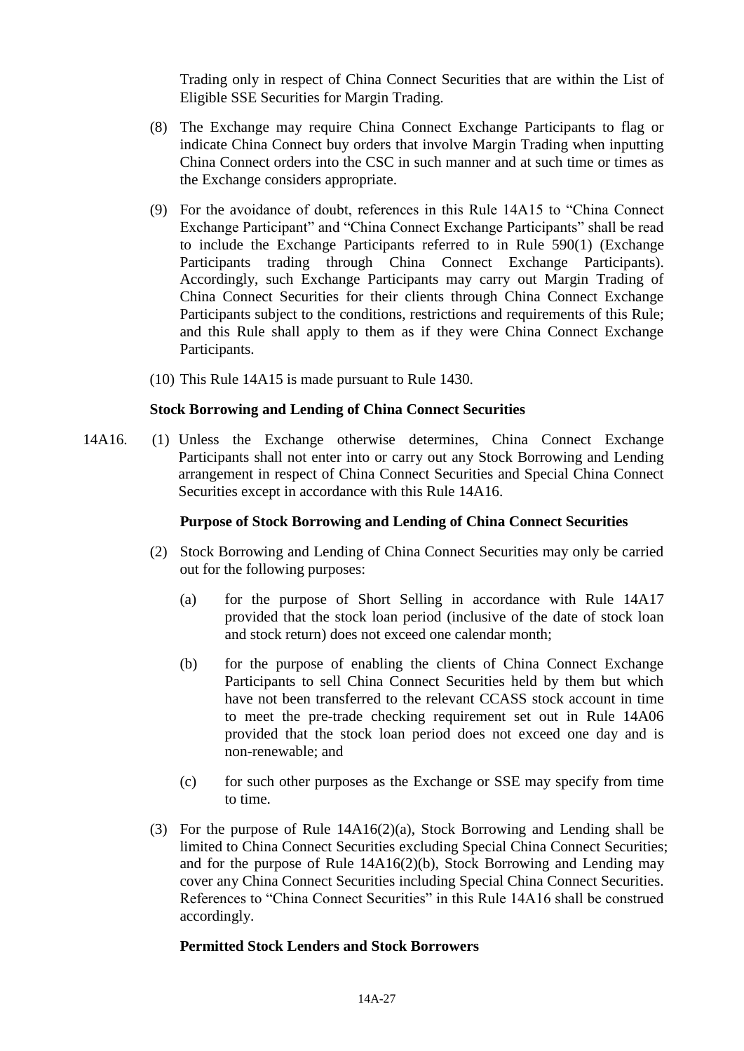Trading only in respect of China Connect Securities that are within the List of Eligible SSE Securities for Margin Trading.

(8) The Exchange may require China Connect Exchange Participants to flag or indicate China Connect buy orders that involve Margin Trading when inputting China Connect orders into the CSC in such manner and at such time or times as the Exchange considers appropriate.

(9) For the avoidance of doubt, references in this Rule 14A15 to "China Connect Exchange Participant" and "China Connect Exchange Participants" shall be read to include the Exchange Participants referred to in Rule 590(1) (Exchange Participants trading through China Connect Exchange Participants). Accordingly, such Exchange Participants may carry out Margin Trading of China Connect Securities for their clients through China Connect Exchange Participants subject to the conditions, restrictions and requirements of this Rule; and this Rule shall apply to them as if they were China Connect Exchange Participants.

(10) This Rule 14A15 is made pursuant to Rule 1430.

**Stock Borrowing and Lending of China Connect Securities**

14A16. (1) Unless the Exchange otherwise determines, China Connect Exchange Participants shall not enter into or carry out any Stock Borrowing and Lending arrangement in respect of China Connect Securities and Special China Connect Securities except in accordance with this Rule 14A16.

**Purpose of Stock Borrowing and Lending of China Connect Securities**

(2) Stock Borrowing and Lending of China Connect Securities may only be carried out for the following purposes:

(a) for the purpose of Short Selling in accordance with Rule 14A17 provided that the stock loan period (inclusive of the date of stock loan and stock return) does not exceed one calendar month;

(b) for the purpose of enabling the clients of China Connect Exchange Participants to sell China Connect Securities held by them but which have not been transferred to the relevant CCASS stock account in time to meet the pre-trade checking requirement set out in Rule 14A06 provided that the stock loan period does not exceed one day and is non-renewable; and

(c) for such other purposes as the Exchange or SSE may specify from time to time.

(3) For the purpose of Rule 14A16(2)(a), Stock Borrowing and Lending shall be limited to China Connect Securities excluding Special China Connect Securities; and for the purpose of Rule 14A16(2)(b), Stock Borrowing and Lending may cover any China Connect Securities including Special China Connect Securities. References to "China Connect Securities" in this Rule 14A16 shall be construed accordingly.

**Permitted Stock Lenders and Stock Borrowers**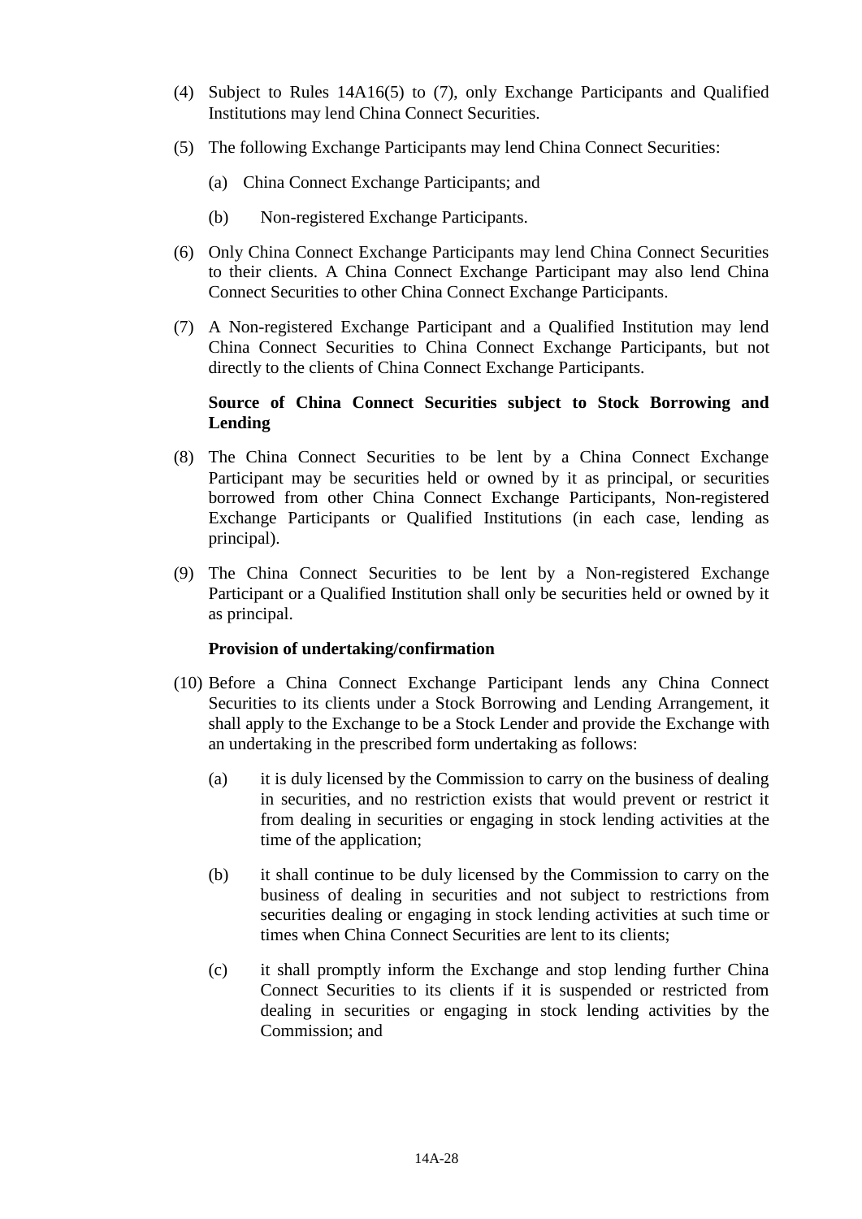(4) Subject to Rules 14A16(5) to (7), only Exchange Participants and Qualified Institutions may lend China Connect Securities.

(5) The following Exchange Participants may lend China Connect Securities:

  (a) China Connect Exchange Participants; and

  (b) Non-registered Exchange Participants.

(6) Only China Connect Exchange Participants may lend China Connect Securities to their clients. A China Connect Exchange Participant may also lend China Connect Securities to other China Connect Exchange Participants.

(7) A Non-registered Exchange Participant and a Qualified Institution may lend China Connect Securities to China Connect Exchange Participants, but not directly to the clients of China Connect Exchange Participants.

**Source of China Connect Securities subject to Stock Borrowing and Lending**

(8) The China Connect Securities to be lent by a China Connect Exchange Participant may be securities held or owned by it as principal, or securities borrowed from other China Connect Exchange Participants, Non-registered Exchange Participants or Qualified Institutions (in each case, lending as principal).

(9) The China Connect Securities to be lent by a Non-registered Exchange Participant or a Qualified Institution shall only be securities held or owned by it as principal.

**Provision of undertaking/confirmation**

(10) Before a China Connect Exchange Participant lends any China Connect Securities to its clients under a Stock Borrowing and Lending Arrangement, it shall apply to the Exchange to be a Stock Lender and provide the Exchange with an undertaking in the prescribed form undertaking as follows:

  (a) it is duly licensed by the Commission to carry on the business of dealing in securities, and no restriction exists that would prevent or restrict it from dealing in securities or engaging in stock lending activities at the time of the application;

  (b) it shall continue to be duly licensed by the Commission to carry on the business of dealing in securities and not subject to restrictions from securities dealing or engaging in stock lending activities at such time or times when China Connect Securities are lent to its clients;

  (c) it shall promptly inform the Exchange and stop lending further China Connect Securities to its clients if it is suspended or restricted from dealing in securities or engaging in stock lending activities by the Commission; and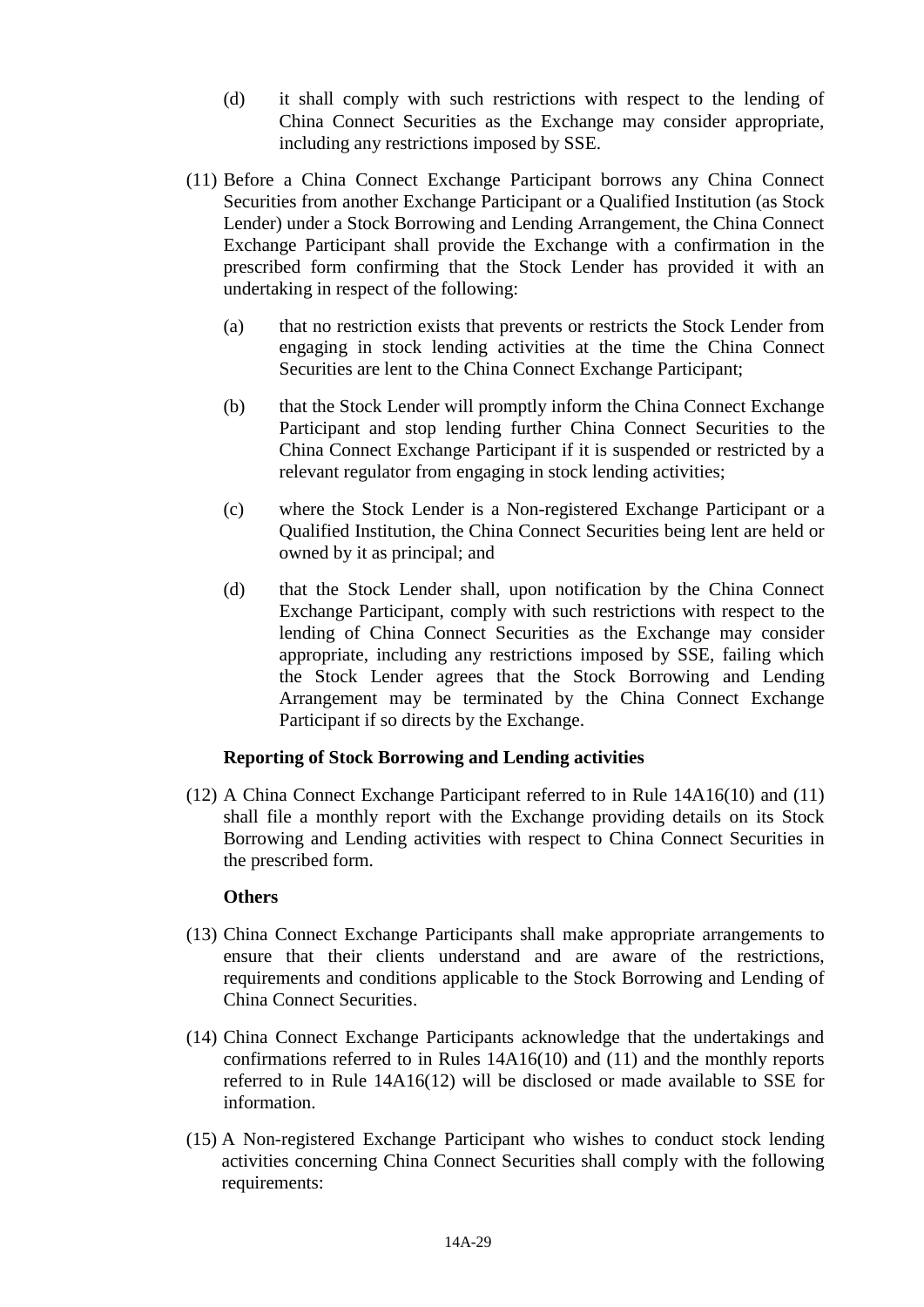(d) it shall comply with such restrictions with respect to the lending of China Connect Securities as the Exchange may consider appropriate, including any restrictions imposed by SSE.

(11) Before a China Connect Exchange Participant borrows any China Connect Securities from another Exchange Participant or a Qualified Institution (as Stock Lender) under a Stock Borrowing and Lending Arrangement, the China Connect Exchange Participant shall provide the Exchange with a confirmation in the prescribed form confirming that the Stock Lender has provided it with an undertaking in respect of the following:

(a) that no restriction exists that prevents or restricts the Stock Lender from engaging in stock lending activities at the time the China Connect Securities are lent to the China Connect Exchange Participant;

(b) that the Stock Lender will promptly inform the China Connect Exchange Participant and stop lending further China Connect Securities to the China Connect Exchange Participant if it is suspended or restricted by a relevant regulator from engaging in stock lending activities;

(c) where the Stock Lender is a Non-registered Exchange Participant or a Qualified Institution, the China Connect Securities being lent are held or owned by it as principal; and

(d) that the Stock Lender shall, upon notification by the China Connect Exchange Participant, comply with such restrictions with respect to the lending of China Connect Securities as the Exchange may consider appropriate, including any restrictions imposed by SSE, failing which the Stock Lender agrees that the Stock Borrowing and Lending Arrangement may be terminated by the China Connect Exchange Participant if so directs by the Exchange.

**Reporting of Stock Borrowing and Lending activities**

(12) A China Connect Exchange Participant referred to in Rule 14A16(10) and (11) shall file a monthly report with the Exchange providing details on its Stock Borrowing and Lending activities with respect to China Connect Securities in the prescribed form.

**Others**

(13) China Connect Exchange Participants shall make appropriate arrangements to ensure that their clients understand and are aware of the restrictions, requirements and conditions applicable to the Stock Borrowing and Lending of China Connect Securities.

(14) China Connect Exchange Participants acknowledge that the undertakings and confirmations referred to in Rules 14A16(10) and (11) and the monthly reports referred to in Rule 14A16(12) will be disclosed or made available to SSE for information.

(15) A Non-registered Exchange Participant who wishes to conduct stock lending activities concerning China Connect Securities shall comply with the following requirements: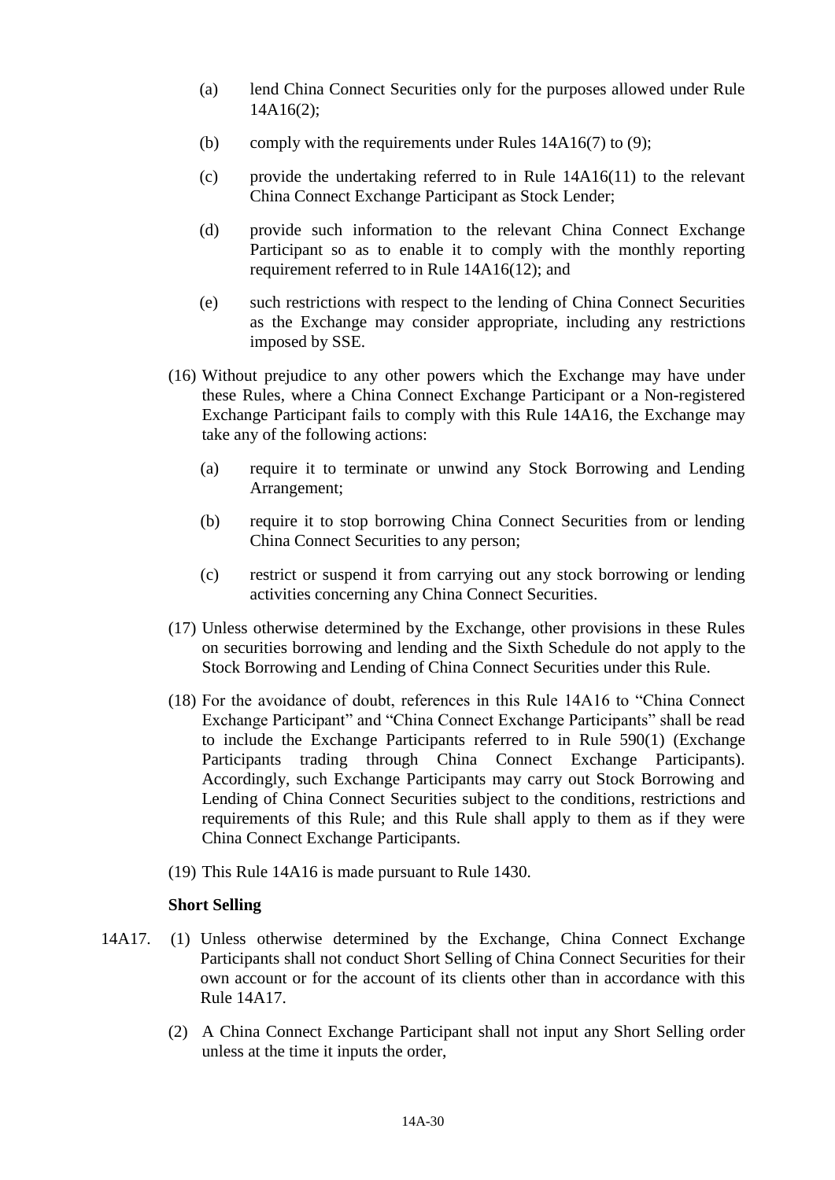(a) lend China Connect Securities only for the purposes allowed under Rule 14A16(2);

(b) comply with the requirements under Rules 14A16(7) to (9);

(c) provide the undertaking referred to in Rule 14A16(11) to the relevant China Connect Exchange Participant as Stock Lender;

(d) provide such information to the relevant China Connect Exchange Participant so as to enable it to comply with the monthly reporting requirement referred to in Rule 14A16(12); and

(e) such restrictions with respect to the lending of China Connect Securities as the Exchange may consider appropriate, including any restrictions imposed by SSE.

(16) Without prejudice to any other powers which the Exchange may have under these Rules, where a China Connect Exchange Participant or a Non-registered Exchange Participant fails to comply with this Rule 14A16, the Exchange may take any of the following actions:

(a) require it to terminate or unwind any Stock Borrowing and Lending Arrangement;

(b) require it to stop borrowing China Connect Securities from or lending China Connect Securities to any person;

(c) restrict or suspend it from carrying out any stock borrowing or lending activities concerning any China Connect Securities.

(17) Unless otherwise determined by the Exchange, other provisions in these Rules on securities borrowing and lending and the Sixth Schedule do not apply to the Stock Borrowing and Lending of China Connect Securities under this Rule.

(18) For the avoidance of doubt, references in this Rule 14A16 to "China Connect Exchange Participant" and "China Connect Exchange Participants" shall be read to include the Exchange Participants referred to in Rule 590(1) (Exchange Participants trading through China Connect Exchange Participants). Accordingly, such Exchange Participants may carry out Stock Borrowing and Lending of China Connect Securities subject to the conditions, restrictions and requirements of this Rule; and this Rule shall apply to them as if they were China Connect Exchange Participants.

(19) This Rule 14A16 is made pursuant to Rule 1430.

**Short Selling**

14A17. (1) Unless otherwise determined by the Exchange, China Connect Exchange Participants shall not conduct Short Selling of China Connect Securities for their own account or for the account of its clients other than in accordance with this Rule 14A17.

(2) A China Connect Exchange Participant shall not input any Short Selling order unless at the time it inputs the order,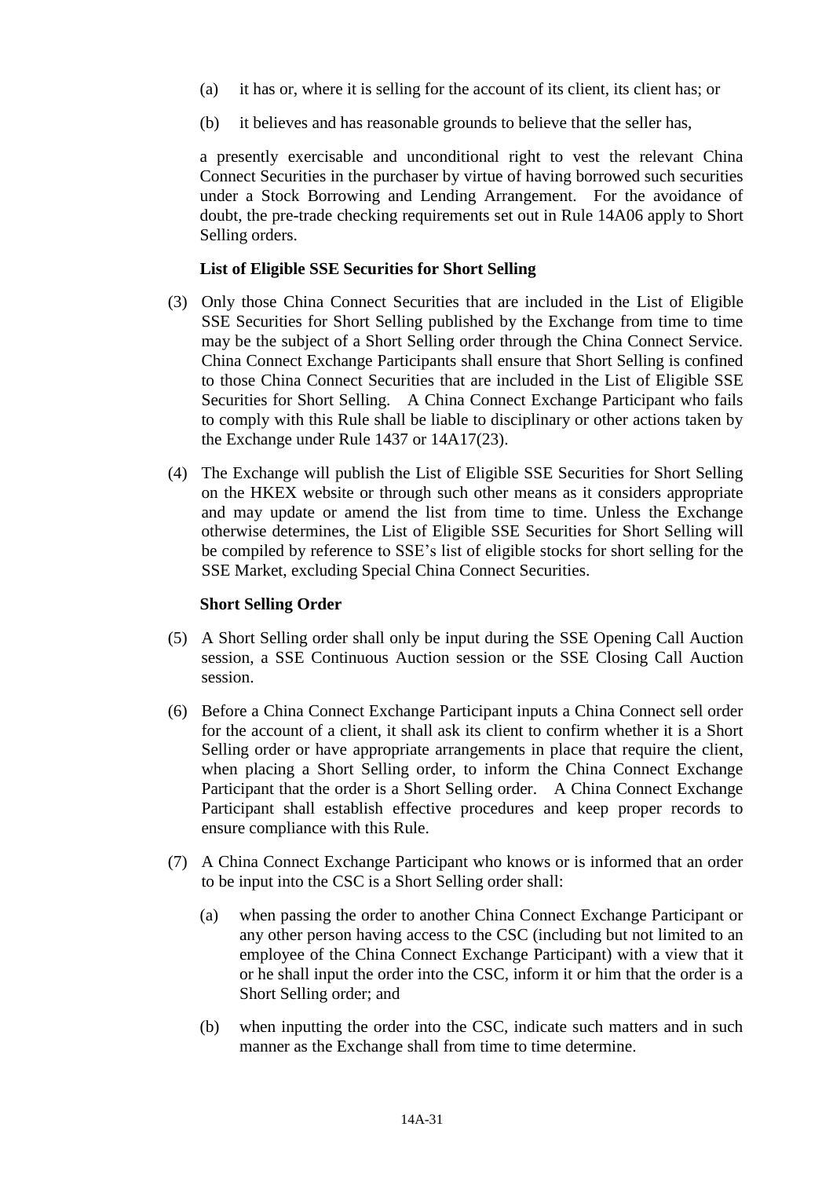(a) it has or, where it is selling for the account of its client, its client has; or

(b) it believes and has reasonable grounds to believe that the seller has,

a presently exercisable and unconditional right to vest the relevant China Connect Securities in the purchaser by virtue of having borrowed such securities under a Stock Borrowing and Lending Arrangement. For the avoidance of doubt, the pre-trade checking requirements set out in Rule 14A06 apply to Short Selling orders.

**List of Eligible SSE Securities for Short Selling**

(3) Only those China Connect Securities that are included in the List of Eligible SSE Securities for Short Selling published by the Exchange from time to time may be the subject of a Short Selling order through the China Connect Service. China Connect Exchange Participants shall ensure that Short Selling is confined to those China Connect Securities that are included in the List of Eligible SSE Securities for Short Selling. A China Connect Exchange Participant who fails to comply with this Rule shall be liable to disciplinary or other actions taken by the Exchange under Rule 1437 or 14A17(23).

(4) The Exchange will publish the List of Eligible SSE Securities for Short Selling on the HKEX website or through such other means as it considers appropriate and may update or amend the list from time to time. Unless the Exchange otherwise determines, the List of Eligible SSE Securities for Short Selling will be compiled by reference to SSE's list of eligible stocks for short selling for the SSE Market, excluding Special China Connect Securities.

**Short Selling Order**

(5) A Short Selling order shall only be input during the SSE Opening Call Auction session, a SSE Continuous Auction session or the SSE Closing Call Auction session.

(6) Before a China Connect Exchange Participant inputs a China Connect sell order for the account of a client, it shall ask its client to confirm whether it is a Short Selling order or have appropriate arrangements in place that require the client, when placing a Short Selling order, to inform the China Connect Exchange Participant that the order is a Short Selling order. A China Connect Exchange Participant shall establish effective procedures and keep proper records to ensure compliance with this Rule.

(7) A China Connect Exchange Participant who knows or is informed that an order to be input into the CSC is a Short Selling order shall:

(a) when passing the order to another China Connect Exchange Participant or any other person having access to the CSC (including but not limited to an employee of the China Connect Exchange Participant) with a view that it or he shall input the order into the CSC, inform it or him that the order is a Short Selling order; and

(b) when inputting the order into the CSC, indicate such matters and in such manner as the Exchange shall from time to time determine.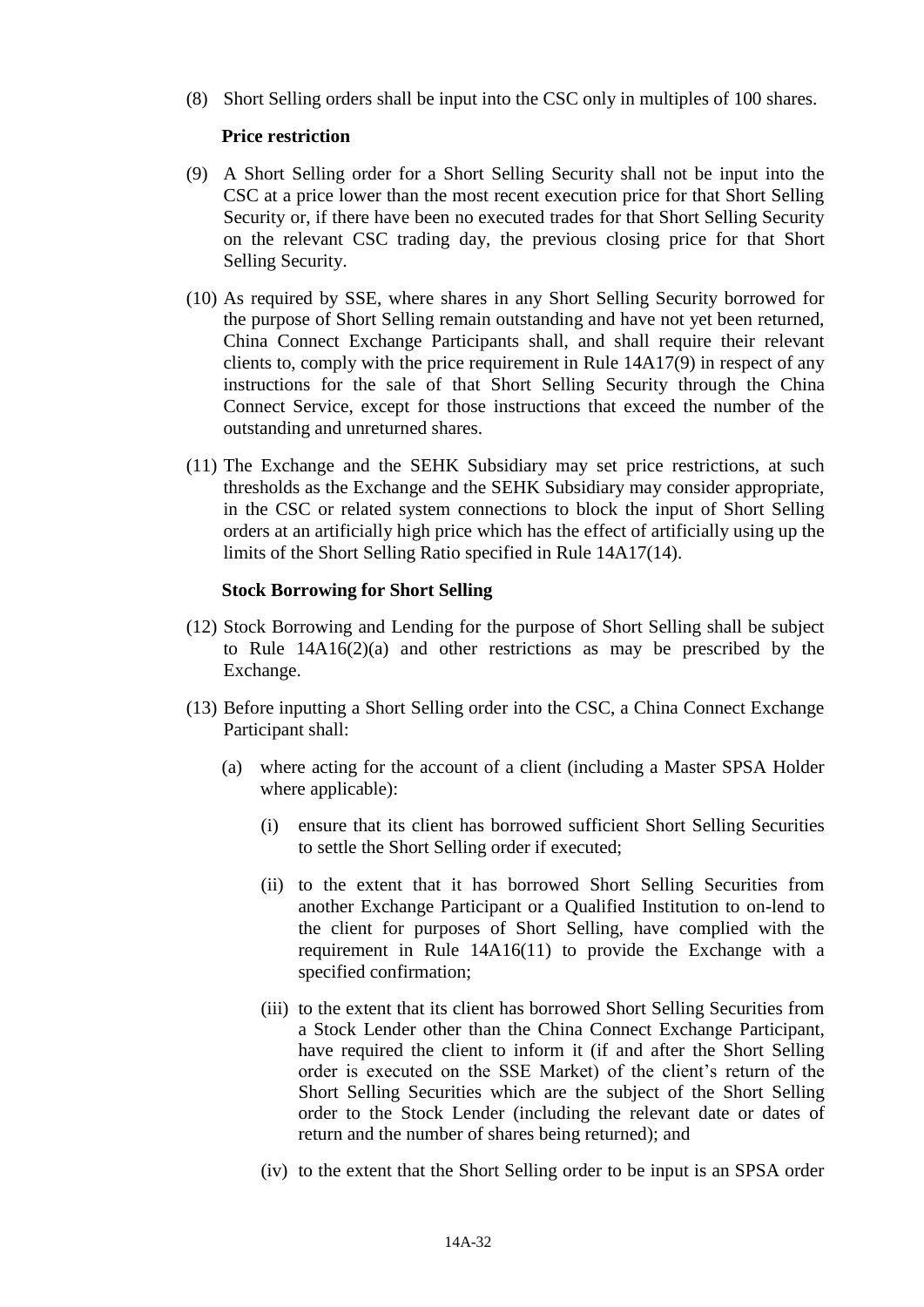(8) Short Selling orders shall be input into the CSC only in multiples of 100 shares.

**Price restriction**

(9) A Short Selling order for a Short Selling Security shall not be input into the CSC at a price lower than the most recent execution price for that Short Selling Security or, if there have been no executed trades for that Short Selling Security on the relevant CSC trading day, the previous closing price for that Short Selling Security.

(10) As required by SSE, where shares in any Short Selling Security borrowed for the purpose of Short Selling remain outstanding and have not yet been returned, China Connect Exchange Participants shall, and shall require their relevant clients to, comply with the price requirement in Rule 14A17(9) in respect of any instructions for the sale of that Short Selling Security through the China Connect Service, except for those instructions that exceed the number of the outstanding and unreturned shares.

(11) The Exchange and the SEHK Subsidiary may set price restrictions, at such thresholds as the Exchange and the SEHK Subsidiary may consider appropriate, in the CSC or related system connections to block the input of Short Selling orders at an artificially high price which has the effect of artificially using up the limits of the Short Selling Ratio specified in Rule 14A17(14).

**Stock Borrowing for Short Selling**

(12) Stock Borrowing and Lending for the purpose of Short Selling shall be subject to Rule 14A16(2)(a) and other restrictions as may be prescribed by the Exchange.

(13) Before inputting a Short Selling order into the CSC, a China Connect Exchange Participant shall:

   (a) where acting for the account of a client (including a Master SPSA Holder where applicable):

      (i) ensure that its client has borrowed sufficient Short Selling Securities to settle the Short Selling order if executed;

      (ii) to the extent that it has borrowed Short Selling Securities from another Exchange Participant or a Qualified Institution to on-lend to the client for purposes of Short Selling, have complied with the requirement in Rule 14A16(11) to provide the Exchange with a specified confirmation;

      (iii) to the extent that its client has borrowed Short Selling Securities from a Stock Lender other than the China Connect Exchange Participant, have required the client to inform it (if and after the Short Selling order is executed on the SSE Market) of the client's return of the Short Selling Securities which are the subject of the Short Selling order to the Stock Lender (including the relevant date or dates of return and the number of shares being returned); and

      (iv) to the extent that the Short Selling order to be input is an SPSA order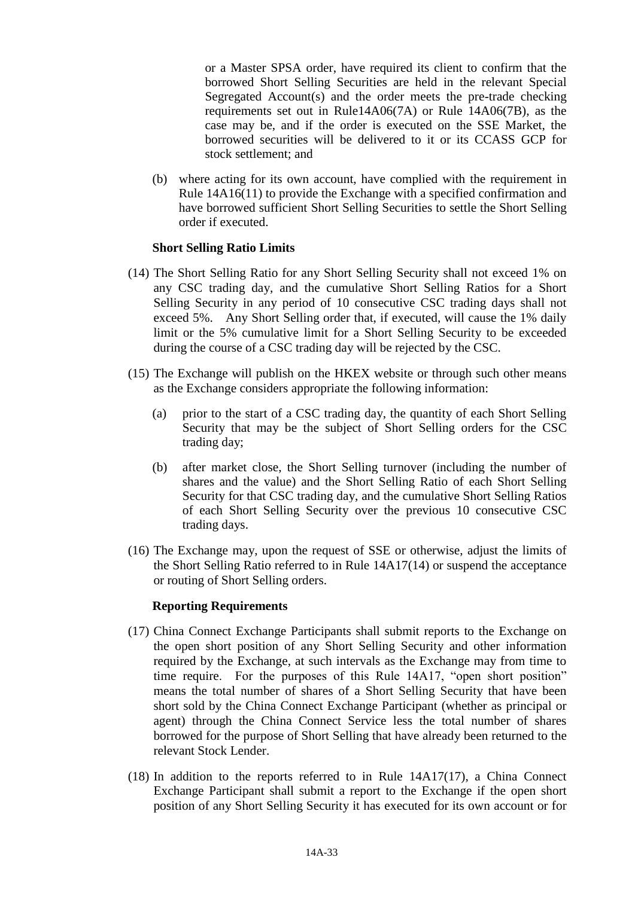or a Master SPSA order, have required its client to confirm that the borrowed Short Selling Securities are held in the relevant Special Segregated Account(s) and the order meets the pre-trade checking requirements set out in Rule14A06(7A) or Rule 14A06(7B), as the case may be, and if the order is executed on the SSE Market, the borrowed securities will be delivered to it or its CCASS GCP for stock settlement; and

(b) where acting for its own account, have complied with the requirement in Rule 14A16(11) to provide the Exchange with a specified confirmation and have borrowed sufficient Short Selling Securities to settle the Short Selling order if executed.

**Short Selling Ratio Limits**

(14) The Short Selling Ratio for any Short Selling Security shall not exceed 1% on any CSC trading day, and the cumulative Short Selling Ratios for a Short Selling Security in any period of 10 consecutive CSC trading days shall not exceed 5%. Any Short Selling order that, if executed, will cause the 1% daily limit or the 5% cumulative limit for a Short Selling Security to be exceeded during the course of a CSC trading day will be rejected by the CSC.

(15) The Exchange will publish on the HKEX website or through such other means as the Exchange considers appropriate the following information:

(a) prior to the start of a CSC trading day, the quantity of each Short Selling Security that may be the subject of Short Selling orders for the CSC trading day;

(b) after market close, the Short Selling turnover (including the number of shares and the value) and the Short Selling Ratio of each Short Selling Security for that CSC trading day, and the cumulative Short Selling Ratios of each Short Selling Security over the previous 10 consecutive CSC trading days.

(16) The Exchange may, upon the request of SSE or otherwise, adjust the limits of the Short Selling Ratio referred to in Rule 14A17(14) or suspend the acceptance or routing of Short Selling orders.

**Reporting Requirements**

(17) China Connect Exchange Participants shall submit reports to the Exchange on the open short position of any Short Selling Security and other information required by the Exchange, at such intervals as the Exchange may from time to time require. For the purposes of this Rule 14A17, "open short position" means the total number of shares of a Short Selling Security that have been short sold by the China Connect Exchange Participant (whether as principal or agent) through the China Connect Service less the total number of shares borrowed for the purpose of Short Selling that have already been returned to the relevant Stock Lender.

(18) In addition to the reports referred to in Rule 14A17(17), a China Connect Exchange Participant shall submit a report to the Exchange if the open short position of any Short Selling Security it has executed for its own account or for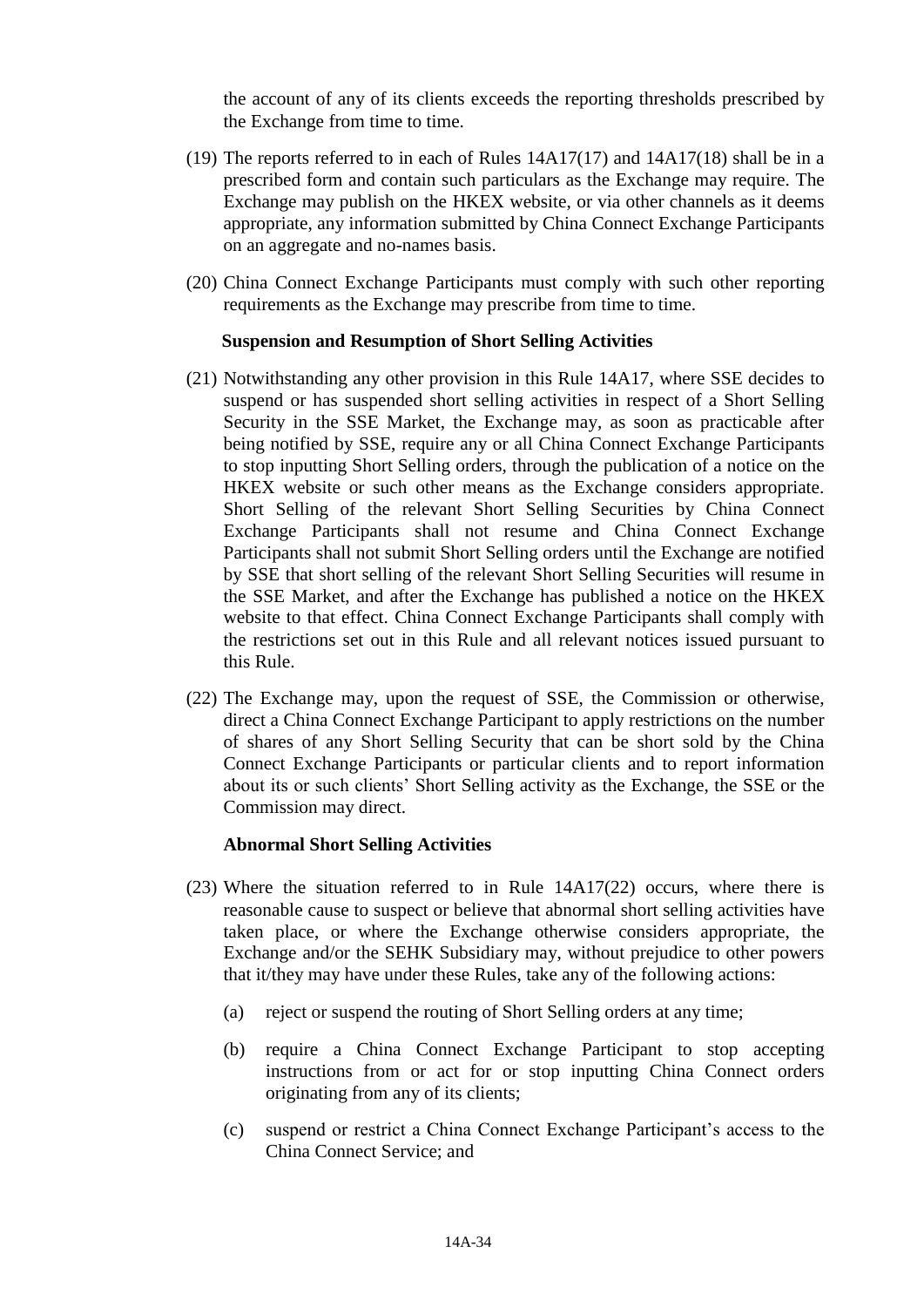the account of any of its clients exceeds the reporting thresholds prescribed by the Exchange from time to time.

(19) The reports referred to in each of Rules 14A17(17) and 14A17(18) shall be in a prescribed form and contain such particulars as the Exchange may require. The Exchange may publish on the HKEX website, or via other channels as it deems appropriate, any information submitted by China Connect Exchange Participants on an aggregate and no-names basis.

(20) China Connect Exchange Participants must comply with such other reporting requirements as the Exchange may prescribe from time to time.

**Suspension and Resumption of Short Selling Activities**

(21) Notwithstanding any other provision in this Rule 14A17, where SSE decides to suspend or has suspended short selling activities in respect of a Short Selling Security in the SSE Market, the Exchange may, as soon as practicable after being notified by SSE, require any or all China Connect Exchange Participants to stop inputting Short Selling orders, through the publication of a notice on the HKEX website or such other means as the Exchange considers appropriate. Short Selling of the relevant Short Selling Securities by China Connect Exchange Participants shall not resume and China Connect Exchange Participants shall not submit Short Selling orders until the Exchange are notified by SSE that short selling of the relevant Short Selling Securities will resume in the SSE Market, and after the Exchange has published a notice on the HKEX website to that effect. China Connect Exchange Participants shall comply with the restrictions set out in this Rule and all relevant notices issued pursuant to this Rule.

(22) The Exchange may, upon the request of SSE, the Commission or otherwise, direct a China Connect Exchange Participant to apply restrictions on the number of shares of any Short Selling Security that can be short sold by the China Connect Exchange Participants or particular clients and to report information about its or such clients' Short Selling activity as the Exchange, the SSE or the Commission may direct.

**Abnormal Short Selling Activities**

(23) Where the situation referred to in Rule 14A17(22) occurs, where there is reasonable cause to suspect or believe that abnormal short selling activities have taken place, or where the Exchange otherwise considers appropriate, the Exchange and/or the SEHK Subsidiary may, without prejudice to other powers that it/they may have under these Rules, take any of the following actions:

(a) reject or suspend the routing of Short Selling orders at any time;

(b) require a China Connect Exchange Participant to stop accepting instructions from or act for or stop inputting China Connect orders originating from any of its clients;

(c) suspend or restrict a China Connect Exchange Participant's access to the China Connect Service; and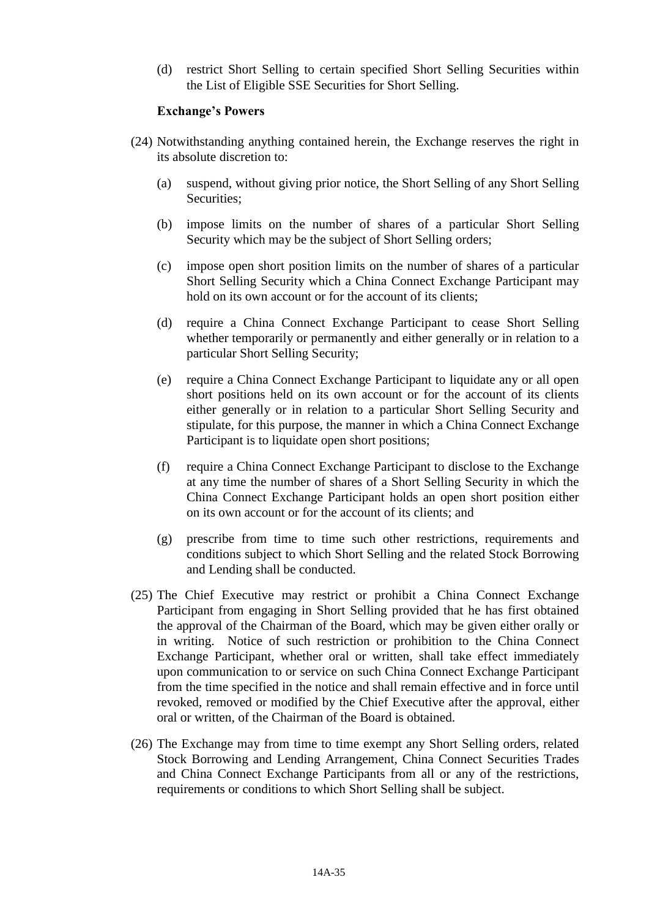(d) restrict Short Selling to certain specified Short Selling Securities within the List of Eligible SSE Securities for Short Selling.

**Exchange's Powers**

(24) Notwithstanding anything contained herein, the Exchange reserves the right in its absolute discretion to:

(a) suspend, without giving prior notice, the Short Selling of any Short Selling Securities;

(b) impose limits on the number of shares of a particular Short Selling Security which may be the subject of Short Selling orders;

(c) impose open short position limits on the number of shares of a particular Short Selling Security which a China Connect Exchange Participant may hold on its own account or for the account of its clients;

(d) require a China Connect Exchange Participant to cease Short Selling whether temporarily or permanently and either generally or in relation to a particular Short Selling Security;

(e) require a China Connect Exchange Participant to liquidate any or all open short positions held on its own account or for the account of its clients either generally or in relation to a particular Short Selling Security and stipulate, for this purpose, the manner in which a China Connect Exchange Participant is to liquidate open short positions;

(f) require a China Connect Exchange Participant to disclose to the Exchange at any time the number of shares of a Short Selling Security in which the China Connect Exchange Participant holds an open short position either on its own account or for the account of its clients; and

(g) prescribe from time to time such other restrictions, requirements and conditions subject to which Short Selling and the related Stock Borrowing and Lending shall be conducted.

(25) The Chief Executive may restrict or prohibit a China Connect Exchange Participant from engaging in Short Selling provided that he has first obtained the approval of the Chairman of the Board, which may be given either orally or in writing. Notice of such restriction or prohibition to the China Connect Exchange Participant, whether oral or written, shall take effect immediately upon communication to or service on such China Connect Exchange Participant from the time specified in the notice and shall remain effective and in force until revoked, removed or modified by the Chief Executive after the approval, either oral or written, of the Chairman of the Board is obtained.

(26) The Exchange may from time to time exempt any Short Selling orders, related Stock Borrowing and Lending Arrangement, China Connect Securities Trades and China Connect Exchange Participants from all or any of the restrictions, requirements or conditions to which Short Selling shall be subject.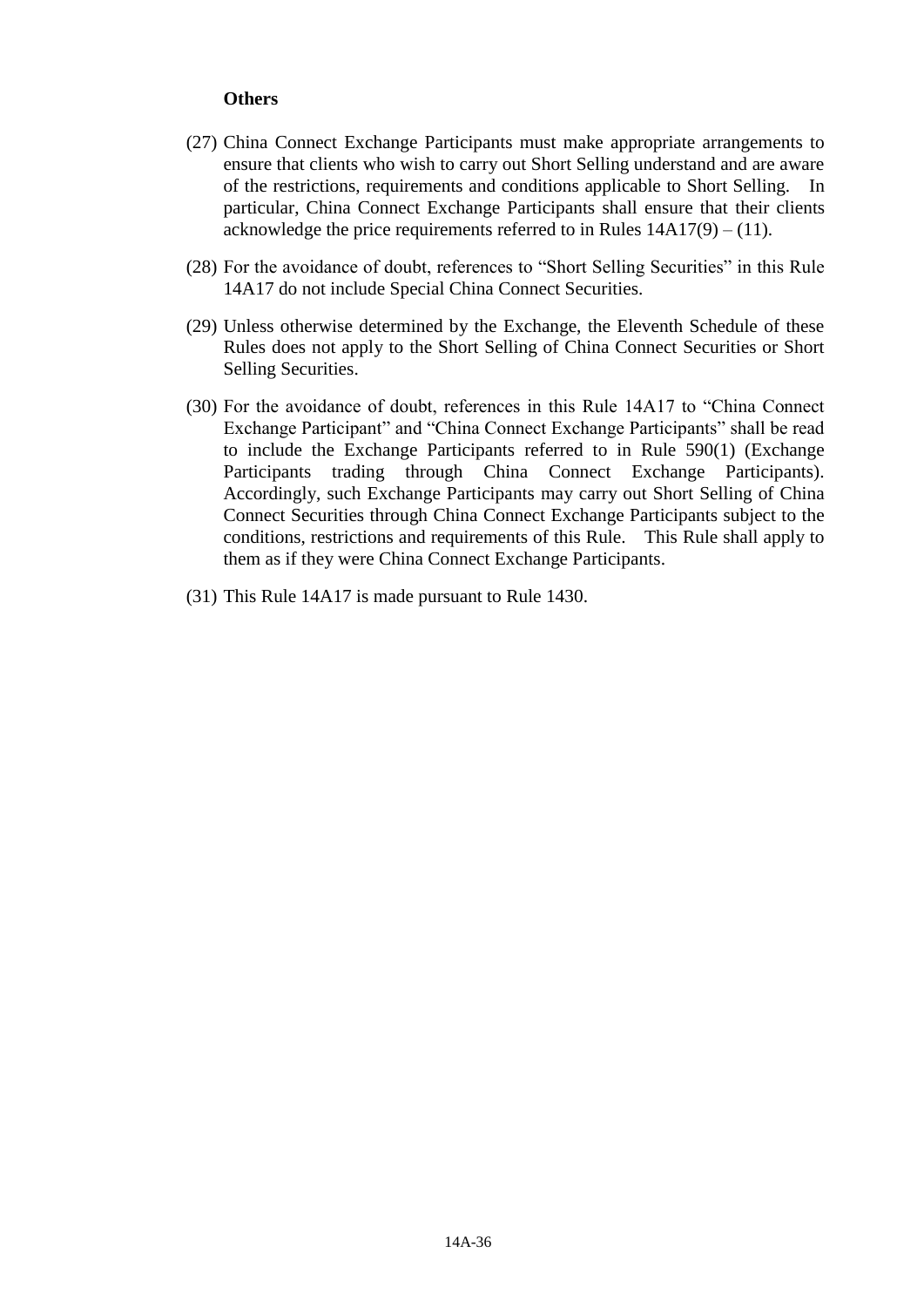**Others**

(27) China Connect Exchange Participants must make appropriate arrangements to ensure that clients who wish to carry out Short Selling understand and are aware of the restrictions, requirements and conditions applicable to Short Selling. In particular, China Connect Exchange Participants shall ensure that their clients acknowledge the price requirements referred to in Rules 14A17(9) – (11).

(28) For the avoidance of doubt, references to "Short Selling Securities" in this Rule 14A17 do not include Special China Connect Securities.

(29) Unless otherwise determined by the Exchange, the Eleventh Schedule of these Rules does not apply to the Short Selling of China Connect Securities or Short Selling Securities.

(30) For the avoidance of doubt, references in this Rule 14A17 to "China Connect Exchange Participant" and "China Connect Exchange Participants" shall be read to include the Exchange Participants referred to in Rule 590(1) (Exchange Participants trading through China Connect Exchange Participants). Accordingly, such Exchange Participants may carry out Short Selling of China Connect Securities through China Connect Exchange Participants subject to the conditions, restrictions and requirements of this Rule. This Rule shall apply to them as if they were China Connect Exchange Participants.

(31) This Rule 14A17 is made pursuant to Rule 1430.